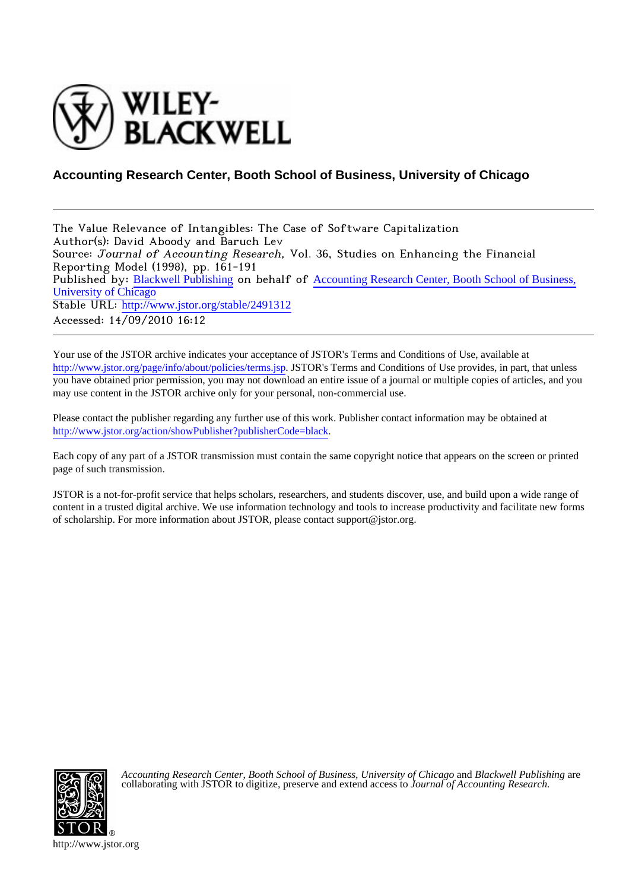WILEY-BLACKWELL

**Accounting Research Center, Booth School of Business, University of Chicago**

---

The Value Relevance of Intangibles: The Case of Software Capitalization
Author(s): David Aboody and Baruch Lev
Source: *Journal of Accounting Research*, Vol. 36, Studies on Enhancing the Financial Reporting Model (1998), pp. 161-191
Published by: Blackwell Publishing on behalf of Accounting Research Center, Booth School of Business, University of Chicago
Stable URL: http://www.jstor.org/stable/2491312
Accessed: 14/09/2010 16:12

---

Your use of the JSTOR archive indicates your acceptance of JSTOR's Terms and Conditions of Use, available at http://www.jstor.org/page/info/about/policies/terms.jsp. JSTOR's Terms and Conditions of Use provides, in part, that unless you have obtained prior permission, you may not download an entire issue of a journal or multiple copies of articles, and you may use content in the JSTOR archive only for your personal, non-commercial use.

Please contact the publisher regarding any further use of this work. Publisher contact information may be obtained at http://www.jstor.org/action/showPublisher?publisherCode=black.

Each copy of any part of a JSTOR transmission must contain the same copyright notice that appears on the screen or printed page of such transmission.

JSTOR is a not-for-profit service that helps scholars, researchers, and students discover, use, and build upon a wide range of content in a trusted digital archive. We use information technology and tools to increase productivity and facilitate new forms of scholarship. For more information about JSTOR, please contact support@jstor.org.

*Accounting Research Center, Booth School of Business, University of Chicago* and *Blackwell Publishing* are collaborating with JSTOR to digitize, preserve and extend access to *Journal of Accounting Research.*

http://www.jstor.org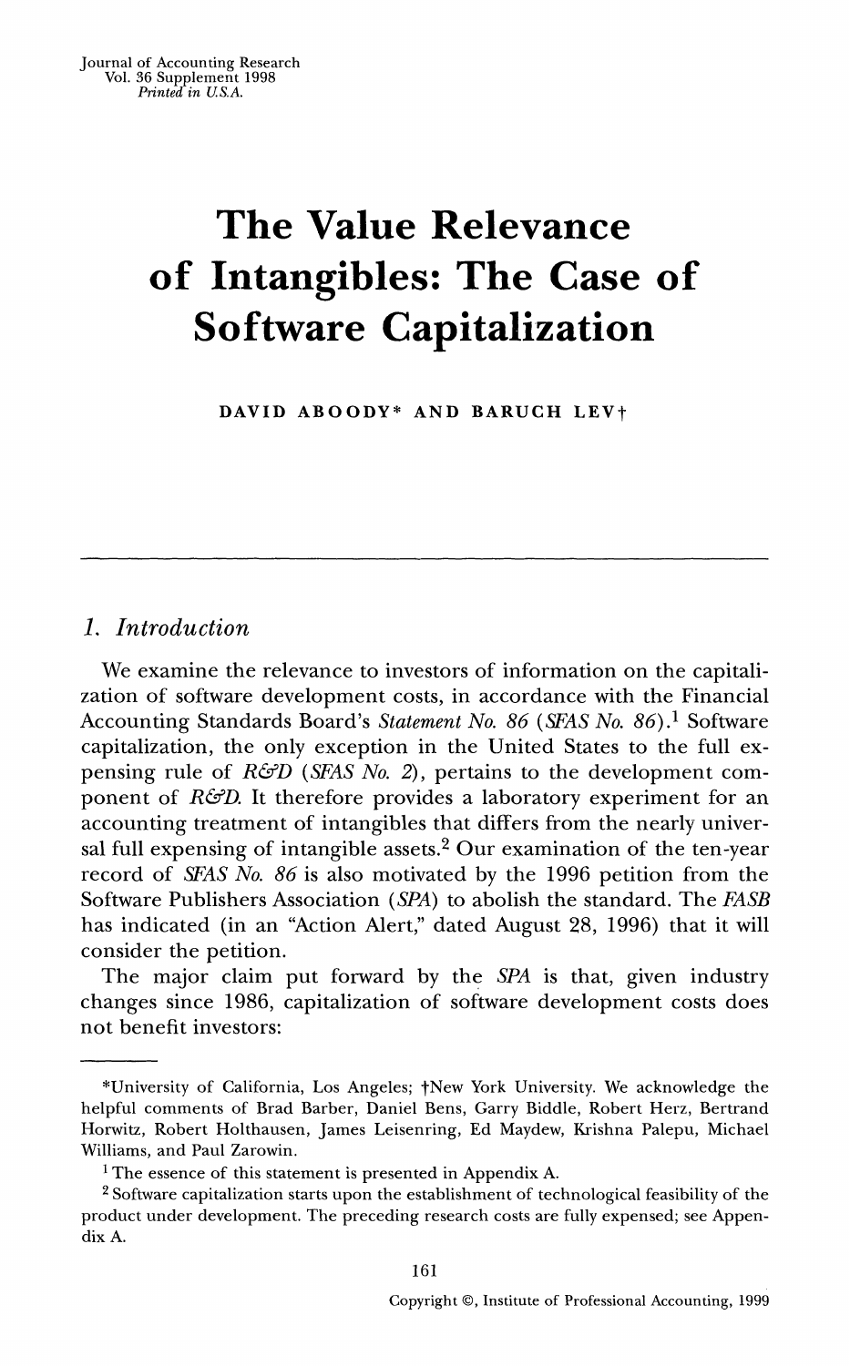# The Value Relevance of Intangibles: The Case of Software Capitalization

DAVID ABOODY* AND BARUCH LEV†

## 1. Introduction

We examine the relevance to investors of information on the capitalization of software development costs, in accordance with the Financial Accounting Standards Board's *Statement No. 86* (*SFAS No. 86*).[1] Software capitalization, the only exception in the United States to the full expensing rule of *R&D* (*SFAS No. 2*), pertains to the development component of *R&D*. It therefore provides a laboratory experiment for an accounting treatment of intangibles that differs from the nearly universal full expensing of intangible assets.[2] Our examination of the ten-year record of *SFAS No. 86* is also motivated by the 1996 petition from the Software Publishers Association (*SPA*) to abolish the standard. The *FASB* has indicated (in an "Action Alert," dated August 28, 1996) that it will consider the petition.

The major claim put forward by the *SPA* is that, given industry changes since 1986, capitalization of software development costs does not benefit investors:

---

*University of California, Los Angeles; †New York University. We acknowledge the helpful comments of Brad Barber, Daniel Bens, Garry Biddle, Robert Herz, Bertrand Horwitz, Robert Holthausen, James Leisenring, Ed Maydew, Krishna Palepu, Michael Williams, and Paul Zarowin.

[1] The essence of this statement is presented in Appendix A.

[2] Software capitalization starts upon the establishment of technological feasibility of the product under development. The preceding research costs are fully expensed; see Appendix A.

Copyright ©, Institute of Professional Accounting, 1999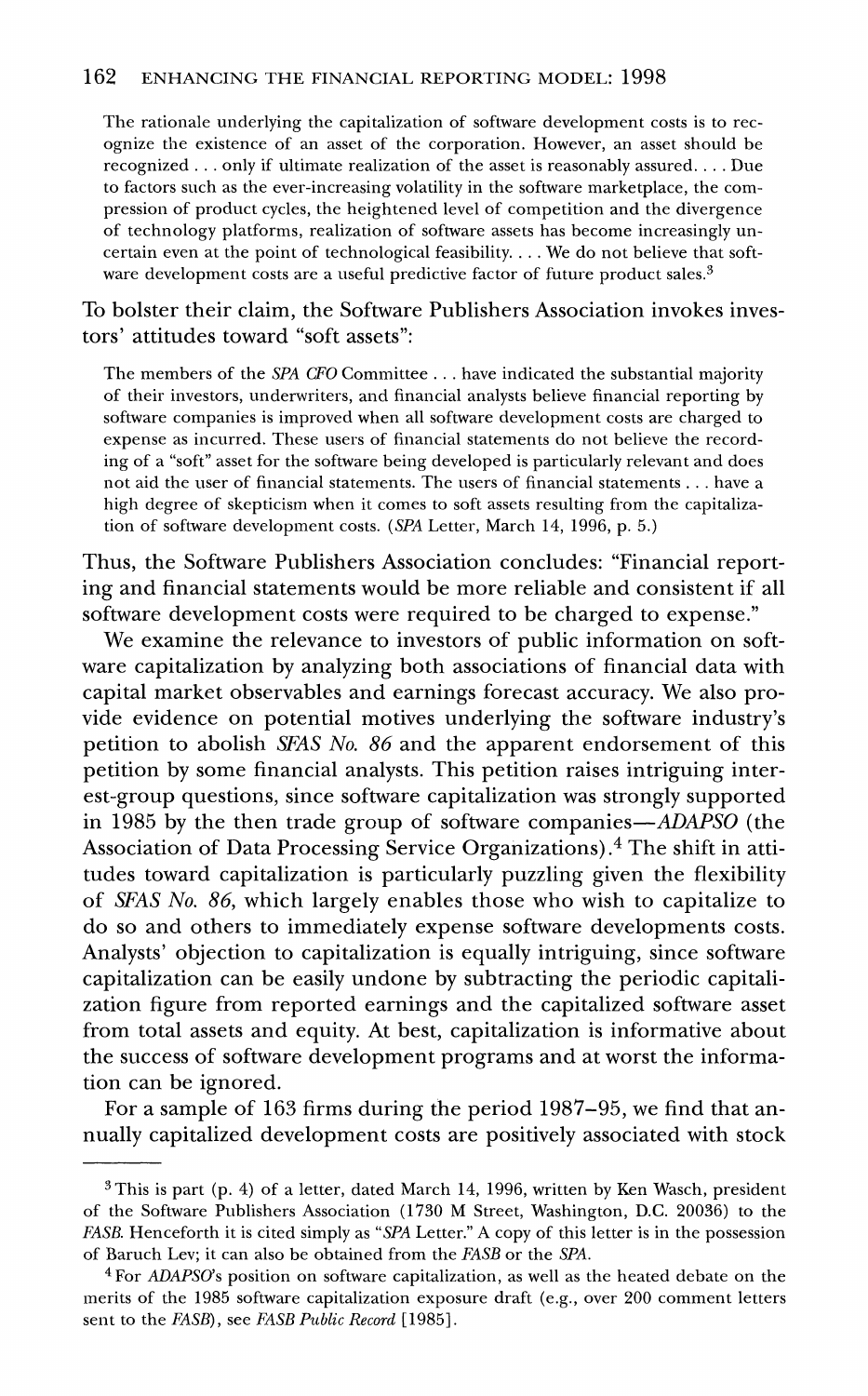> The rationale underlying the capitalization of software development costs is to recognize the existence of an asset of the corporation. However, an asset should be recognized . . . only if ultimate realization of the asset is reasonably assured. . . . Due to factors such as the ever-increasing volatility in the software marketplace, the compression of product cycles, the heightened level of competition and the divergence of technology platforms, realization of software assets has become increasingly uncertain even at the point of technological feasibility. . . . We do not believe that software development costs are a useful predictive factor of future product sales.[3]

To bolster their claim, the Software Publishers Association invokes investors' attitudes toward "soft assets":

> The members of the *SPA CFO* Committee . . . have indicated the substantial majority of their investors, underwriters, and financial analysts believe financial reporting by software companies is improved when all software development costs are charged to expense as incurred. These users of financial statements do not believe the recording of a "soft" asset for the software being developed is particularly relevant and does not aid the user of financial statements. The users of financial statements . . . have a high degree of skepticism when it comes to soft assets resulting from the capitalization of software development costs. (*SPA* Letter, March 14, 1996, p. 5.)

Thus, the Software Publishers Association concludes: "Financial reporting and financial statements would be more reliable and consistent if all software development costs were required to be charged to expense."

We examine the relevance to investors of public information on software capitalization by analyzing both associations of financial data with capital market observables and earnings forecast accuracy. We also provide evidence on potential motives underlying the software industry's petition to abolish *SFAS No. 86* and the apparent endorsement of this petition by some financial analysts. This petition raises intriguing interest-group questions, since software capitalization was strongly supported in 1985 by the then trade group of software companies—*ADAPSO* (the Association of Data Processing Service Organizations).[4] The shift in attitudes toward capitalization is particularly puzzling given the flexibility of *SFAS No. 86*, which largely enables those who wish to capitalize to do so and others to immediately expense software developments costs. Analysts' objection to capitalization is equally intriguing, since software capitalization can be easily undone by subtracting the periodic capitalization figure from reported earnings and the capitalized software asset from total assets and equity. At best, capitalization is informative about the success of software development programs and at worst the information can be ignored.

For a sample of 163 firms during the period 1987–95, we find that annually capitalized development costs are positively associated with stock

---

[3] This is part (p. 4) of a letter, dated March 14, 1996, written by Ken Wasch, president of the Software Publishers Association (1730 M Street, Washington, D.C. 20036) to the *FASB*. Henceforth it is cited simply as "*SPA* Letter." A copy of this letter is in the possession of Baruch Lev; it can also be obtained from the *FASB* or the *SPA*.

[4] For *ADAPSO*'s position on software capitalization, as well as the heated debate on the merits of the 1985 software capitalization exposure draft (e.g., over 200 comment letters sent to the *FASB*), see *FASB Public Record* [1985].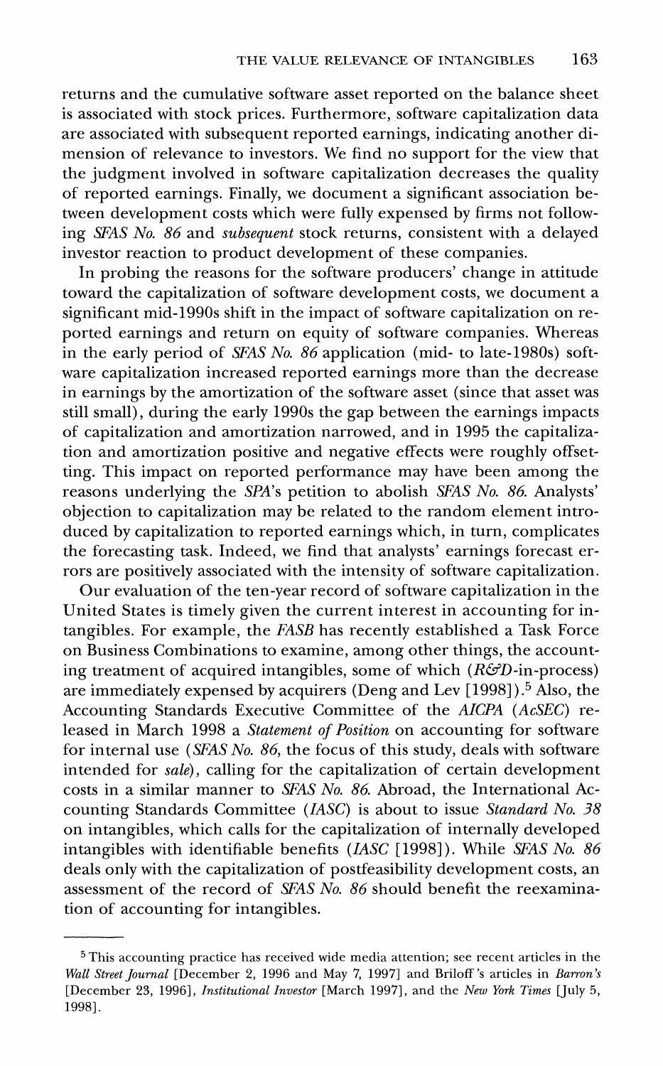returns and the cumulative software asset reported on the balance sheet is associated with stock prices. Furthermore, software capitalization data are associated with subsequent reported earnings, indicating another dimension of relevance to investors. We find no support for the view that the judgment involved in software capitalization decreases the quality of reported earnings. Finally, we document a significant association between development costs which were fully expensed by firms not following *SFAS No. 86* and *subsequent* stock returns, consistent with a delayed investor reaction to product development of these companies.

In probing the reasons for the software producers' change in attitude toward the capitalization of software development costs, we document a significant mid-1990s shift in the impact of software capitalization on reported earnings and return on equity of software companies. Whereas in the early period of *SFAS No. 86* application (mid- to late-1980s) software capitalization increased reported earnings more than the decrease in earnings by the amortization of the software asset (since that asset was still small), during the early 1990s the gap between the earnings impacts of capitalization and amortization narrowed, and in 1995 the capitalization and amortization positive and negative effects were roughly offsetting. This impact on reported performance may have been among the reasons underlying the *SPA*'s petition to abolish *SFAS No. 86*. Analysts' objection to capitalization may be related to the random element introduced by capitalization to reported earnings which, in turn, complicates the forecasting task. Indeed, we find that analysts' earnings forecast errors are positively associated with the intensity of software capitalization.

Our evaluation of the ten-year record of software capitalization in the United States is timely given the current interest in accounting for intangibles. For example, the *FASB* has recently established a Task Force on Business Combinations to examine, among other things, the accounting treatment of acquired intangibles, some of which (*R&D*-in-process) are immediately expensed by acquirers (Deng and Lev [1998]).[5] Also, the Accounting Standards Executive Committee of the *AICPA* (*AcSEC*) released in March 1998 a *Statement of Position* on accounting for software for internal use (*SFAS No. 86*, the focus of this study, deals with software intended for *sale*), calling for the capitalization of certain development costs in a similar manner to *SFAS No. 86*. Abroad, the International Accounting Standards Committee (*IASC*) is about to issue *Standard No. 38* on intangibles, which calls for the capitalization of internally developed intangibles with identifiable benefits (*IASC* [1998]). While *SFAS No. 86* deals only with the capitalization of postfeasibility development costs, an assessment of the record of *SFAS No. 86* should benefit the reexamination of accounting for intangibles.

---

[5] This accounting practice has received wide media attention; see recent articles in the *Wall Street Journal* [December 2, 1996 and May 7, 1997] and Briloff's articles in *Barron's* [December 23, 1996], *Institutional Investor* [March 1997], and the *New York Times* [July 5, 1998].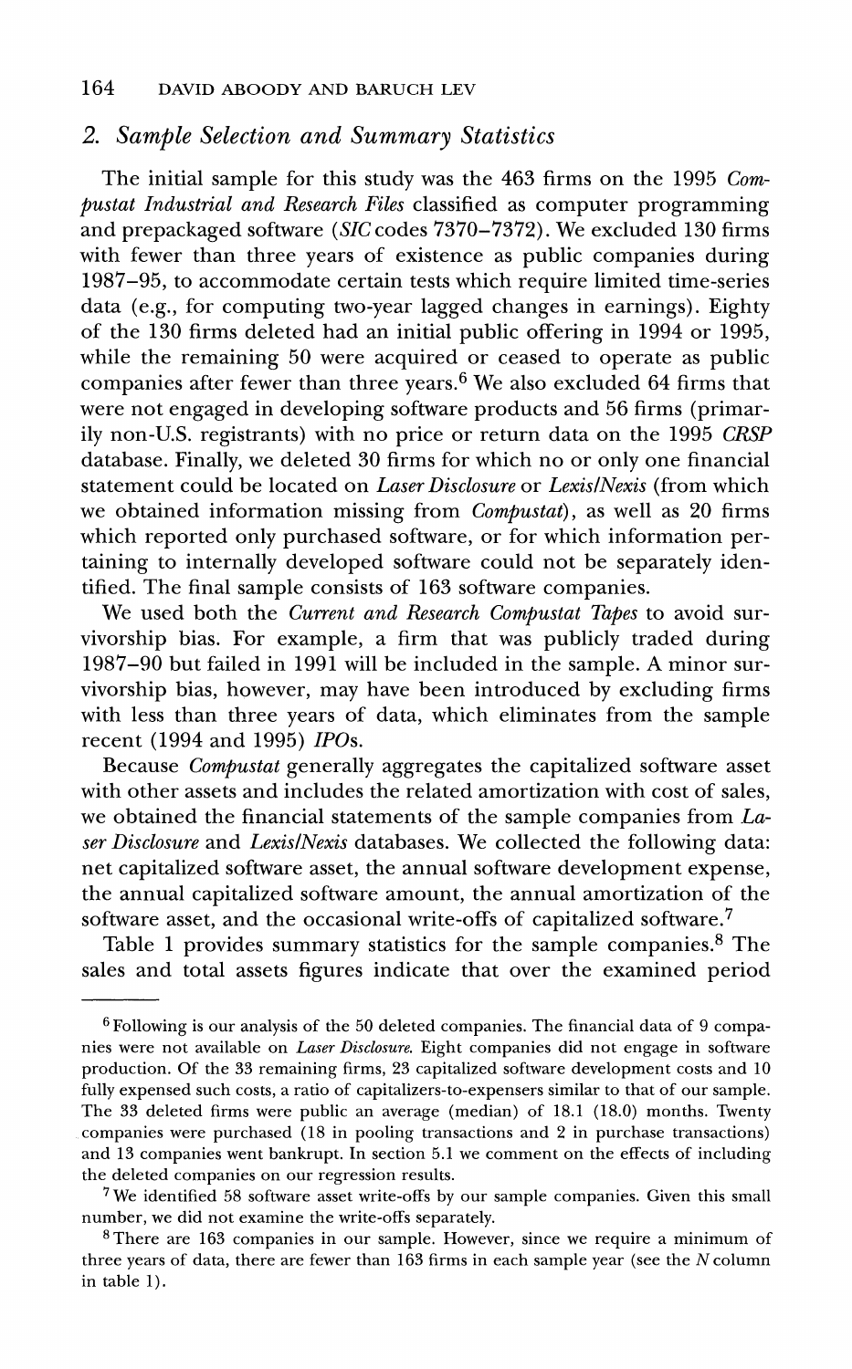## 2. *Sample Selection and Summary Statistics*

The initial sample for this study was the 463 firms on the 1995 *Compustat Industrial and Research Files* classified as computer programming and prepackaged software (*SIC* codes 7370–7372). We excluded 130 firms with fewer than three years of existence as public companies during 1987–95, to accommodate certain tests which require limited time-series data (e.g., for computing two-year lagged changes in earnings). Eighty of the 130 firms deleted had an initial public offering in 1994 or 1995, while the remaining 50 were acquired or ceased to operate as public companies after fewer than three years.[6] We also excluded 64 firms that were not engaged in developing software products and 56 firms (primarily non-U.S. registrants) with no price or return data on the 1995 *CRSP* database. Finally, we deleted 30 firms for which no or only one financial statement could be located on *Laser Disclosure* or *Lexis/Nexis* (from which we obtained information missing from *Compustat*), as well as 20 firms which reported only purchased software, or for which information pertaining to internally developed software could not be separately identified. The final sample consists of 163 software companies.

We used both the *Current and Research Compustat Tapes* to avoid survivorship bias. For example, a firm that was publicly traded during 1987–90 but failed in 1991 will be included in the sample. A minor survivorship bias, however, may have been introduced by excluding firms with less than three years of data, which eliminates from the sample recent (1994 and 1995) *IPO*s.

Because *Compustat* generally aggregates the capitalized software asset with other assets and includes the related amortization with cost of sales, we obtained the financial statements of the sample companies from *Laser Disclosure* and *Lexis/Nexis* databases. We collected the following data: net capitalized software asset, the annual software development expense, the annual capitalized software amount, the annual amortization of the software asset, and the occasional write-offs of capitalized software.[7]

Table 1 provides summary statistics for the sample companies.[8] The sales and total assets figures indicate that over the examined period

---

[6] Following is our analysis of the 50 deleted companies. The financial data of 9 companies were not available on *Laser Disclosure.* Eight companies did not engage in software production. Of the 33 remaining firms, 23 capitalized software development costs and 10 fully expensed such costs, a ratio of capitalizers-to-expensers similar to that of our sample. The 33 deleted firms were public an average (median) of 18.1 (18.0) months. Twenty companies were purchased (18 in pooling transactions and 2 in purchase transactions) and 13 companies went bankrupt. In section 5.1 we comment on the effects of including the deleted companies on our regression results.

[7] We identified 58 software asset write-offs by our sample companies. Given this small number, we did not examine the write-offs separately.

[8] There are 163 companies in our sample. However, since we require a minimum of three years of data, there are fewer than 163 firms in each sample year (see the *N* column in table 1).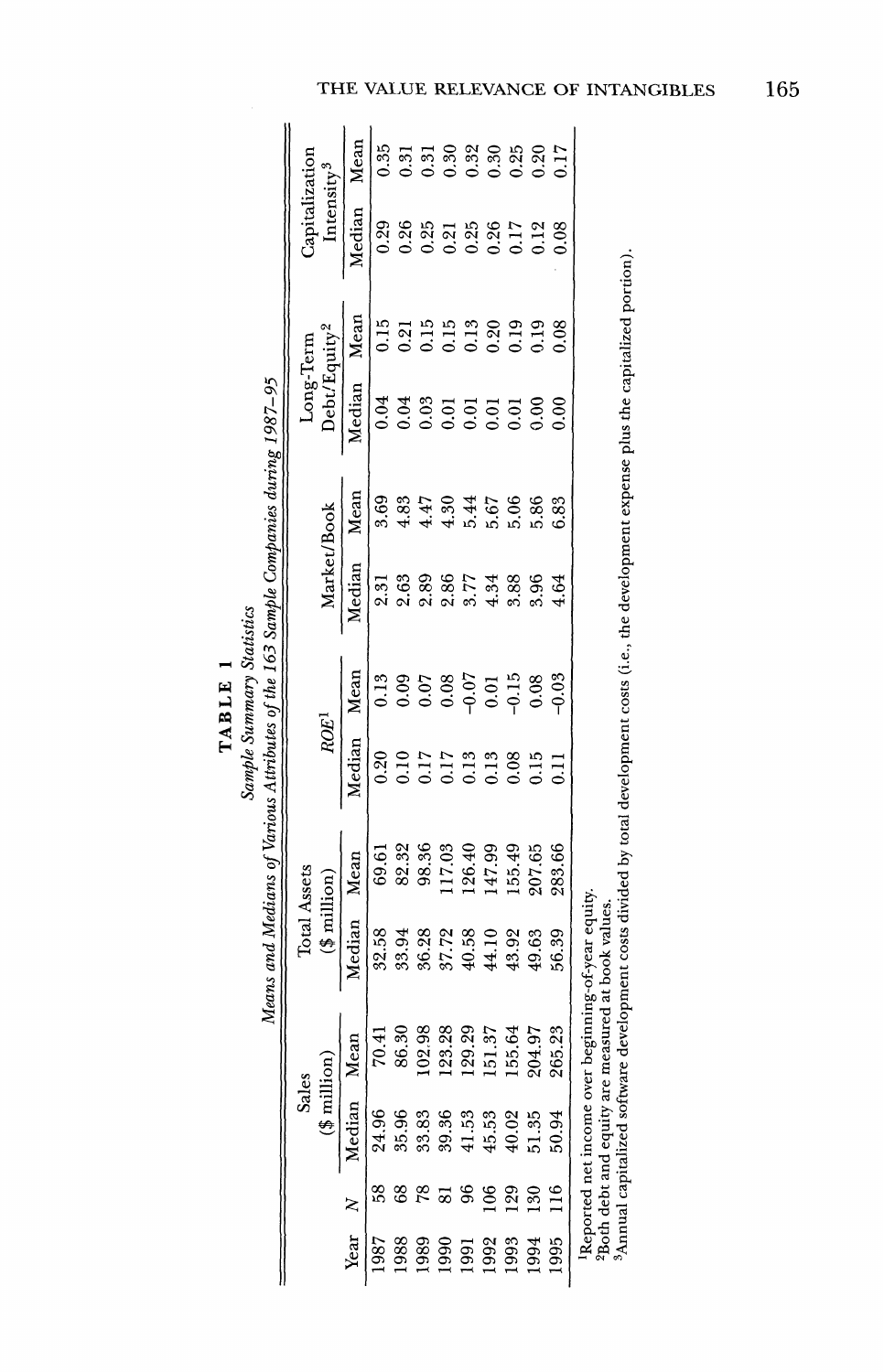**TABLE 1**

*Sample Summary Statistics*

*Means and Medians of Various Attributes of the 163 Sample Companies during 1987–95*

| Year | N | Sales ($ million) | | Total Assets ($ million) | | ROE[1] | | Market/Book | | Long-Term Debt/Equity[2] | | Capitalization Intensity[3] | |
|---|---|---|---|---|---|---|---|---|---|---|---|---|---|
| | | Median | Mean | Median | Mean | Median | Mean | Median | Mean | Median | Mean | Median | Mean |
| 1987 | 58 | 24.96 | 70.41 | 32.58 | 69.61 | 0.20 | 0.13 | 2.31 | 3.69 | 0.04 | 0.15 | 0.29 | 0.35 |
| 1988 | 68 | 35.96 | 86.30 | 33.94 | 82.32 | 0.10 | 0.09 | 2.63 | 4.83 | 0.04 | 0.21 | 0.26 | 0.31 |
| 1989 | 78 | 33.83 | 102.98 | 36.28 | 98.36 | 0.17 | 0.07 | 2.89 | 4.47 | 0.03 | 0.15 | 0.25 | 0.31 |
| 1990 | 81 | 39.36 | 123.28 | 37.72 | 117.03 | 0.17 | 0.08 | 2.86 | 4.30 | 0.01 | 0.15 | 0.21 | 0.30 |
| 1991 | 96 | 41.53 | 129.29 | 40.58 | 126.40 | 0.13 | −0.07 | 3.77 | 5.44 | 0.01 | 0.13 | 0.25 | 0.32 |
| 1992 | 106 | 45.53 | 151.37 | 44.10 | 147.99 | 0.13 | 0.01 | 4.34 | 5.67 | 0.01 | 0.20 | 0.26 | 0.30 |
| 1993 | 129 | 40.02 | 155.64 | 43.92 | 155.49 | 0.08 | −0.15 | 3.88 | 5.06 | 0.01 | 0.19 | 0.17 | 0.25 |
| 1994 | 130 | 51.35 | 204.97 | 49.63 | 207.65 | 0.15 | 0.08 | 3.96 | 5.86 | 0.00 | 0.19 | 0.12 | 0.20 |
| 1995 | 116 | 50.94 | 265.23 | 56.39 | 283.66 | 0.11 | −0.03 | 4.64 | 6.83 | 0.00 | 0.08 | 0.08 | 0.17 |

[1]Reported net income over beginning-of-year equity.
[2]Both debt and equity are measured at book values.
[3]Annual capitalized software development costs divided by total development costs (i.e., the development expense plus the capitalized portion).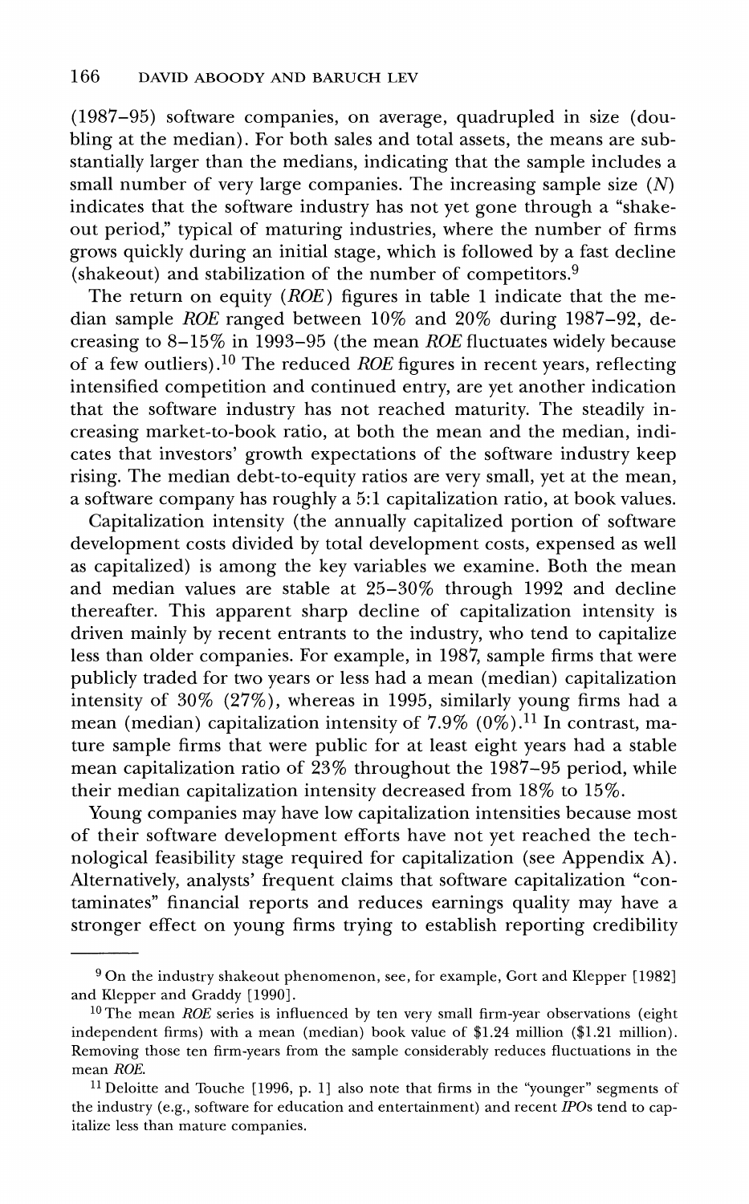(1987–95) software companies, on average, quadrupled in size (doubling at the median). For both sales and total assets, the means are substantially larger than the medians, indicating that the sample includes a small number of very large companies. The increasing sample size (*N*) indicates that the software industry has not yet gone through a "shakeout period," typical of maturing industries, where the number of firms grows quickly during an initial stage, which is followed by a fast decline (shakeout) and stabilization of the number of competitors.[9]

The return on equity (*ROE*) figures in table 1 indicate that the median sample *ROE* ranged between 10% and 20% during 1987–92, decreasing to 8–15% in 1993–95 (the mean *ROE* fluctuates widely because of a few outliers).[10] The reduced *ROE* figures in recent years, reflecting intensified competition and continued entry, are yet another indication that the software industry has not reached maturity. The steadily increasing market-to-book ratio, at both the mean and the median, indicates that investors' growth expectations of the software industry keep rising. The median debt-to-equity ratios are very small, yet at the mean, a software company has roughly a 5:1 capitalization ratio, at book values.

Capitalization intensity (the annually capitalized portion of software development costs divided by total development costs, expensed as well as capitalized) is among the key variables we examine. Both the mean and median values are stable at 25–30% through 1992 and decline thereafter. This apparent sharp decline of capitalization intensity is driven mainly by recent entrants to the industry, who tend to capitalize less than older companies. For example, in 1987, sample firms that were publicly traded for two years or less had a mean (median) capitalization intensity of 30% (27%), whereas in 1995, similarly young firms had a mean (median) capitalization intensity of 7.9% (0%).[11] In contrast, mature sample firms that were public for at least eight years had a stable mean capitalization ratio of 23% throughout the 1987–95 period, while their median capitalization intensity decreased from 18% to 15%.

Young companies may have low capitalization intensities because most of their software development efforts have not yet reached the technological feasibility stage required for capitalization (see Appendix A). Alternatively, analysts' frequent claims that software capitalization "contaminates" financial reports and reduces earnings quality may have a stronger effect on young firms trying to establish reporting credibility

---

[9] On the industry shakeout phenomenon, see, for example, Gort and Klepper [1982] and Klepper and Graddy [1990].

[10] The mean *ROE* series is influenced by ten very small firm-year observations (eight independent firms) with a mean (median) book value of $1.24 million ($1.21 million). Removing those ten firm-years from the sample considerably reduces fluctuations in the mean *ROE*.

[11] Deloitte and Touche [1996, p. 1] also note that firms in the "younger" segments of the industry (e.g., software for education and entertainment) and recent *IPO*s tend to capitalize less than mature companies.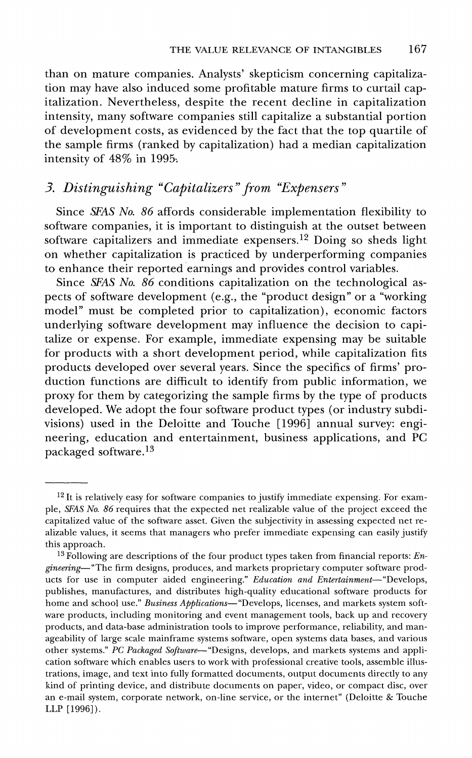than on mature companies. Analysts' skepticism concerning capitalization may have also induced some profitable mature firms to curtail capitalization. Nevertheless, despite the recent decline in capitalization intensity, many software companies still capitalize a substantial portion of development costs, as evidenced by the fact that the top quartile of the sample firms (ranked by capitalization) had a median capitalization intensity of 48% in 1995.

## 3. Distinguishing "Capitalizers" from "Expensers"

Since *SFAS No. 86* affords considerable implementation flexibility to software companies, it is important to distinguish at the outset between software capitalizers and immediate expensers.[12] Doing so sheds light on whether capitalization is practiced by underperforming companies to enhance their reported earnings and provides control variables.

Since *SFAS No. 86* conditions capitalization on the technological aspects of software development (e.g., the "product design" or a "working model" must be completed prior to capitalization), economic factors underlying software development may influence the decision to capitalize or expense. For example, immediate expensing may be suitable for products with a short development period, while capitalization fits products developed over several years. Since the specifics of firms' production functions are difficult to identify from public information, we proxy for them by categorizing the sample firms by the type of products developed. We adopt the four software product types (or industry subdivisions) used in the Deloitte and Touche [1996] annual survey: engineering, education and entertainment, business applications, and PC packaged software.[13]

---

[12] It is relatively easy for software companies to justify immediate expensing. For example, *SFAS No. 86* requires that the expected net realizable value of the project exceed the capitalized value of the software asset. Given the subjectivity in assessing expected net realizable values, it seems that managers who prefer immediate expensing can easily justify this approach.

[13] Following are descriptions of the four product types taken from financial reports: *Engineering*—"The firm designs, produces, and markets proprietary computer software products for use in computer aided engineering." *Education and Entertainment*—"Develops, publishes, manufactures, and distributes high-quality educational software products for home and school use." *Business Applications*—"Develops, licenses, and markets system software products, including monitoring and event management tools, back up and recovery products, and data-base administration tools to improve performance, reliability, and manageability of large scale mainframe systems software, open systems data bases, and various other systems." *PC Packaged Software*—"Designs, develops, and markets systems and application software which enables users to work with professional creative tools, assemble illustrations, image, and text into fully formatted documents, output documents directly to any kind of printing device, and distribute documents on paper, video, or compact disc, over an e-mail system, corporate network, on-line service, or the internet" (Deloitte & Touche LLP [1996]).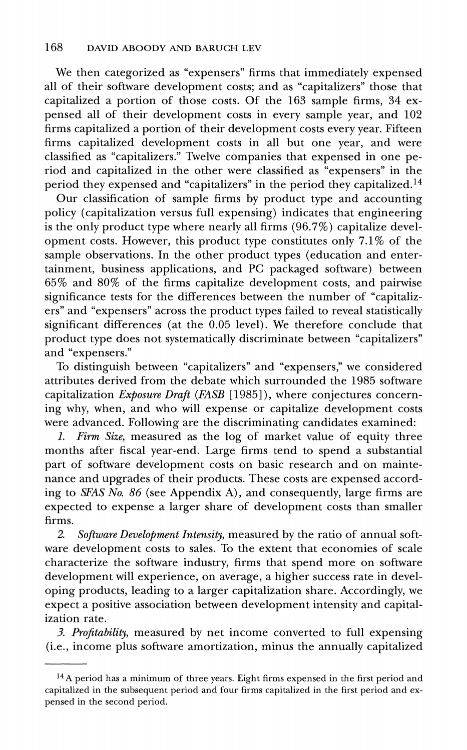We then categorized as "expensers" firms that immediately expensed all of their software development costs; and as "capitalizers" those that capitalized a portion of those costs. Of the 163 sample firms, 34 expensed all of their development costs in every sample year, and 102 firms capitalized a portion of their development costs every year. Fifteen firms capitalized development costs in all but one year, and were classified as "capitalizers." Twelve companies that expensed in one period and capitalized in the other were classified as "expensers" in the period they expensed and "capitalizers" in the period they capitalized.[14]

Our classification of sample firms by product type and accounting policy (capitalization versus full expensing) indicates that engineering is the only product type where nearly all firms (96.7%) capitalize development costs. However, this product type constitutes only 7.1% of the sample observations. In the other product types (education and entertainment, business applications, and PC packaged software) between 65% and 80% of the firms capitalize development costs, and pairwise significance tests for the differences between the number of "capitalizers" and "expensers" across the product types failed to reveal statistically significant differences (at the 0.05 level). We therefore conclude that product type does not systematically discriminate between "capitalizers" and "expensers."

To distinguish between "capitalizers" and "expensers," we considered attributes derived from the debate which surrounded the 1985 software capitalization *Exposure Draft* (*FASB* [1985]), where conjectures concerning why, when, and who will expense or capitalize development costs were advanced. Following are the discriminating candidates examined:

*1. Firm Size*, measured as the log of market value of equity three months after fiscal year-end. Large firms tend to spend a substantial part of software development costs on basic research and on maintenance and upgrades of their products. These costs are expensed according to *SFAS No. 86* (see Appendix A), and consequently, large firms are expected to expense a larger share of development costs than smaller firms.

*2. Software Development Intensity*, measured by the ratio of annual software development costs to sales. To the extent that economies of scale characterize the software industry, firms that spend more on software development will experience, on average, a higher success rate in developing products, leading to a larger capitalization share. Accordingly, we expect a positive association between development intensity and capitalization rate.

*3. Profitability*, measured by net income converted to full expensing (i.e., income plus software amortization, minus the annually capitalized

---

[14] A period has a minimum of three years. Eight firms expensed in the first period and capitalized in the subsequent period and four firms capitalized in the first period and expensed in the second period.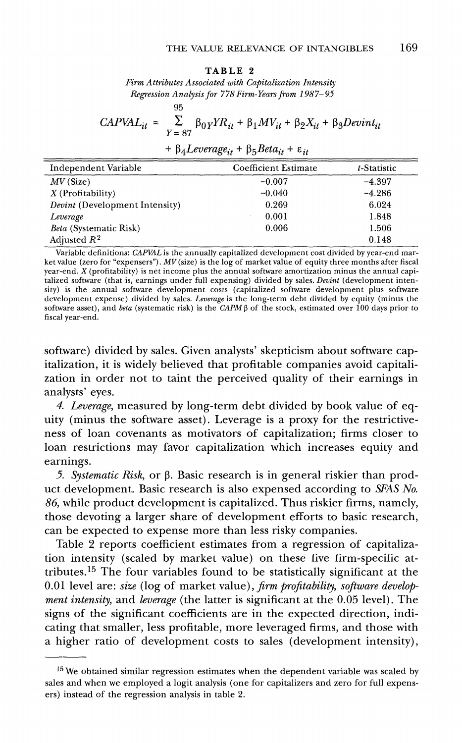**TABLE 2**

*Firm Attributes Associated with Capitalization Intensity*
*Regression Analysis for 778 Firm-Years from 1987–95*

$$CAPVAL_{it} = \sum_{Y=87}^{95} \beta_{0Y} YR_{it} + \beta_1 MV_{it} + \beta_2 X_{it} + \beta_3 Devint_{it} + \beta_4 Leverage_{it} + \beta_5 Beta_{it} + \varepsilon_{it}$$

| Independent Variable | Coefficient Estimate | $t$-Statistic |
|---|---|---|
| *MV* (Size) | −0.007 | −4.397 |
| *X* (Profitability) | −0.040 | −4.286 |
| *Devint* (Development Intensity) | 0.269 | 6.024 |
| *Leverage* | 0.001 | 1.848 |
| *Beta* (Systematic Risk) | 0.006 | 1.506 |
| Adjusted $R^2$ | | 0.148 |

Variable definitions: *CAPVAL* is the annually capitalized development cost divided by year-end market value (zero for "expensers"). *MV* (size) is the log of market value of equity three months after fiscal year-end. *X* (profitability) is net income plus the annual software amortization minus the annual capitalized software (that is, earnings under full expensing) divided by sales. *Devint* (development intensity) is the annual software development costs (capitalized software development plus software development expense) divided by sales. *Leverage* is the long-term debt divided by equity (minus the software asset), and *beta* (systematic risk) is the *CAPM* $\beta$ of the stock, estimated over 100 days prior to fiscal year-end.

software) divided by sales. Given analysts' skepticism about software capitalization, it is widely believed that profitable companies avoid capitalization in order not to taint the perceived quality of their earnings in analysts' eyes.

*4. Leverage*, measured by long-term debt divided by book value of equity (minus the software asset). Leverage is a proxy for the restrictiveness of loan covenants as motivators of capitalization; firms closer to loan restrictions may favor capitalization which increases equity and earnings.

*5. Systematic Risk*, or $\beta$. Basic research is in general riskier than product development. Basic research is also expensed according to *SFAS No. 86*, while product development is capitalized. Thus riskier firms, namely, those devoting a larger share of development efforts to basic research, can be expected to expense more than less risky companies.

Table 2 reports coefficient estimates from a regression of capitalization intensity (scaled by market value) on these five firm-specific attributes.[15] The four variables found to be statistically significant at the 0.01 level are: *size* (log of market value), *firm profitability*, *software development intensity*, and *leverage* (the latter is significant at the 0.05 level). The signs of the significant coefficients are in the expected direction, indicating that smaller, less profitable, more leveraged firms, and those with a higher ratio of development costs to sales (development intensity),

[15] We obtained similar regression estimates when the dependent variable was scaled by sales and when we employed a logit analysis (one for capitalizers and zero for full expensers) instead of the regression analysis in table 2.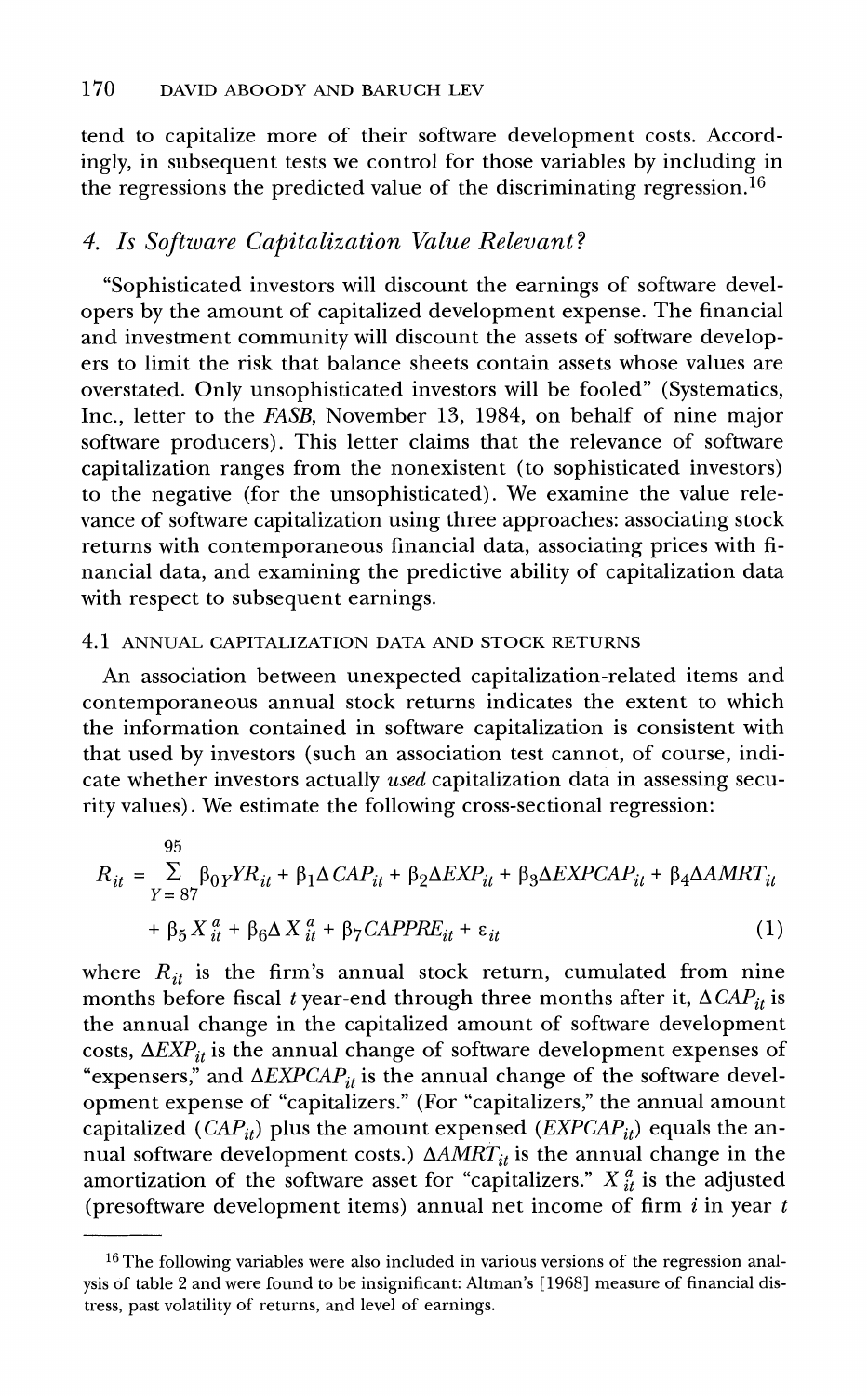tend to capitalize more of their software development costs. Accordingly, in subsequent tests we control for those variables by including in the regressions the predicted value of the discriminating regression.[16]

## 4. Is Software Capitalization Value Relevant?

"Sophisticated investors will discount the earnings of software developers by the amount of capitalized development expense. The financial and investment community will discount the assets of software developers to limit the risk that balance sheets contain assets whose values are overstated. Only unsophisticated investors will be fooled" (Systematics, Inc., letter to the *FASB*, November 13, 1984, on behalf of nine major software producers). This letter claims that the relevance of software capitalization ranges from the nonexistent (to sophisticated investors) to the negative (for the unsophisticated). We examine the value relevance of software capitalization using three approaches: associating stock returns with contemporaneous financial data, associating prices with financial data, and examining the predictive ability of capitalization data with respect to subsequent earnings.

### 4.1 ANNUAL CAPITALIZATION DATA AND STOCK RETURNS

An association between unexpected capitalization-related items and contemporaneous annual stock returns indicates the extent to which the information contained in software capitalization is consistent with that used by investors (such an association test cannot, of course, indicate whether investors actually *used* capitalization data in assessing security values). We estimate the following cross-sectional regression:

$$R_{it} = \sum_{Y=87}^{95} \beta_{0Y} YR_{it} + \beta_1 \Delta CAP_{it} + \beta_2 \Delta EXP_{it} + \beta_3 \Delta EXPCAP_{it} + \beta_4 \Delta AMRT_{it} + \beta_5 X_{it}^a + \beta_6 \Delta X_{it}^a + \beta_7 CAPPRE_{it} + \varepsilon_{it} \quad (1)$$

where $R_{it}$ is the firm's annual stock return, cumulated from nine months before fiscal $t$ year-end through three months after it, $\Delta CAP_{it}$ is the annual change in the capitalized amount of software development costs, $\Delta EXP_{it}$ is the annual change of software development expenses of "expensers," and $\Delta EXPCAP_{it}$ is the annual change of the software development expense of "capitalizers." (For "capitalizers," the annual amount capitalized ($CAP_{it}$) plus the amount expensed ($EXPCAP_{it}$) equals the annual software development costs.) $\Delta AMRT_{it}$ is the annual change in the amortization of the software asset for "capitalizers." $X_{it}^a$ is the adjusted (presoftware development items) annual net income of firm $i$ in year $t$

---

[16] The following variables were also included in various versions of the regression analysis of table 2 and were found to be insignificant: Altman's [1968] measure of financial distress, past volatility of returns, and level of earnings.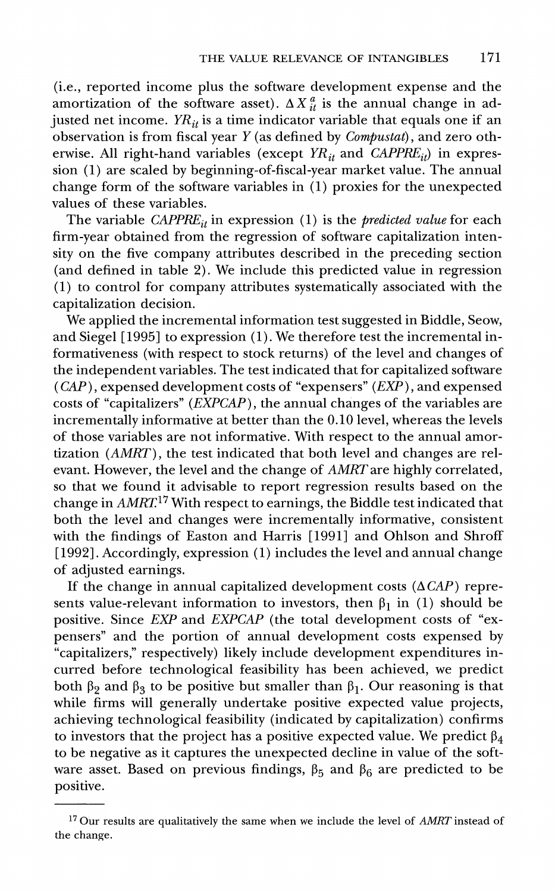(i.e., reported income plus the software development expense and the amortization of the software asset). $\Delta X^a_{it}$ is the annual change in adjusted net income. $YR_{it}$ is a time indicator variable that equals one if an observation is from fiscal year $Y$ (as defined by *Compustat*), and zero otherwise. All right-hand variables (except $YR_{it}$ and $CAPPRE_{it}$) in expression (1) are scaled by beginning-of-fiscal-year market value. The annual change form of the software variables in (1) proxies for the unexpected values of these variables.

The variable $CAPPRE_{it}$ in expression (1) is the *predicted value* for each firm-year obtained from the regression of software capitalization intensity on the five company attributes described in the preceding section (and defined in table 2). We include this predicted value in regression (1) to control for company attributes systematically associated with the capitalization decision.

We applied the incremental information test suggested in Biddle, Seow, and Siegel [1995] to expression (1). We therefore test the incremental informativeness (with respect to stock returns) of the level and changes of the independent variables. The test indicated that for capitalized software (*CAP*), expensed development costs of "expensers" (*EXP*), and expensed costs of "capitalizers" (*EXPCAP*), the annual changes of the variables are incrementally informative at better than the 0.10 level, whereas the levels of those variables are not informative. With respect to the annual amortization (*AMRT*), the test indicated that both level and changes are relevant. However, the level and the change of *AMRT* are highly correlated, so that we found it advisable to report regression results based on the change in *AMRT*.[17] With respect to earnings, the Biddle test indicated that both the level and changes were incrementally informative, consistent with the findings of Easton and Harris [1991] and Ohlson and Shroff [1992]. Accordingly, expression (1) includes the level and annual change of adjusted earnings.

If the change in annual capitalized development costs ($\Delta CAP$) represents value-relevant information to investors, then $\beta_1$ in (1) should be positive. Since *EXP* and *EXPCAP* (the total development costs of "expensers" and the portion of annual development costs expensed by "capitalizers," respectively) likely include development expenditures incurred before technological feasibility has been achieved, we predict both $\beta_2$ and $\beta_3$ to be positive but smaller than $\beta_1$. Our reasoning is that while firms will generally undertake positive expected value projects, achieving technological feasibility (indicated by capitalization) confirms to investors that the project has a positive expected value. We predict $\beta_4$ to be negative as it captures the unexpected decline in value of the software asset. Based on previous findings, $\beta_5$ and $\beta_6$ are predicted to be positive.

---

[17] Our results are qualitatively the same when we include the level of *AMRT* instead of the change.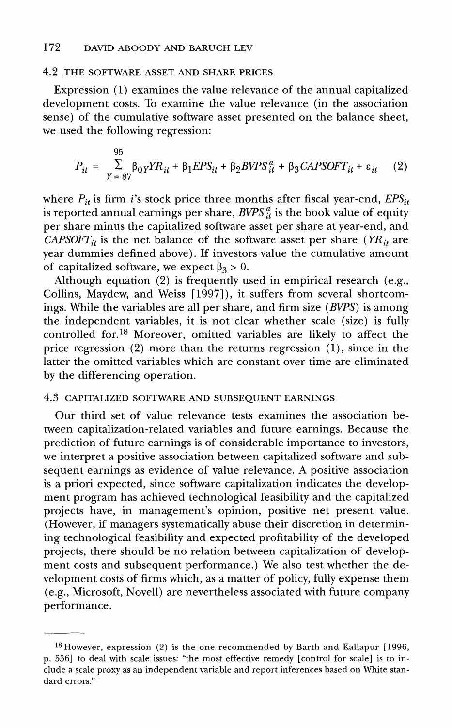### 4.2 THE SOFTWARE ASSET AND SHARE PRICES

Expression (1) examines the value relevance of the annual capitalized development costs. To examine the value relevance (in the association sense) of the cumulative software asset presented on the balance sheet, we used the following regression:

$$P_{it} = \sum_{Y=87}^{95} \beta_{0Y} YR_{it} + \beta_1 EPS_{it} + \beta_2 BVPS_{it}^{a} + \beta_3 CAPSOFT_{it} + \varepsilon_{it} \quad (2)$$

where $P_{it}$ is firm $i$'s stock price three months after fiscal year-end, $EPS_{it}$ is reported annual earnings per share, $BVPS_{it}^{a}$ is the book value of equity per share minus the capitalized software asset per share at year-end, and $CAPSOFT_{it}$ is the net balance of the software asset per share ($YR_{it}$ are year dummies defined above). If investors value the cumulative amount of capitalized software, we expect $\beta_3 > 0$.

Although equation (2) is frequently used in empirical research (e.g., Collins, Maydew, and Weiss [1997]), it suffers from several shortcomings. While the variables are all per share, and firm size (*BVPS*) is among the independent variables, it is not clear whether scale (size) is fully controlled for.[18] Moreover, omitted variables are likely to affect the price regression (2) more than the returns regression (1), since in the latter the omitted variables which are constant over time are eliminated by the differencing operation.

### 4.3 CAPITALIZED SOFTWARE AND SUBSEQUENT EARNINGS

Our third set of value relevance tests examines the association between capitalization-related variables and future earnings. Because the prediction of future earnings is of considerable importance to investors, we interpret a positive association between capitalized software and subsequent earnings as evidence of value relevance. A positive association is a priori expected, since software capitalization indicates the development program has achieved technological feasibility and the capitalized projects have, in management's opinion, positive net present value. (However, if managers systematically abuse their discretion in determining technological feasibility and expected profitability of the developed projects, there should be no relation between capitalization of development costs and subsequent performance.) We also test whether the development costs of firms which, as a matter of policy, fully expense them (e.g., Microsoft, Novell) are nevertheless associated with future company performance.

---

[18] However, expression (2) is the one recommended by Barth and Kallapur [1996, p. 556] to deal with scale issues: "the most effective remedy [control for scale] is to include a scale proxy as an independent variable and report inferences based on White standard errors."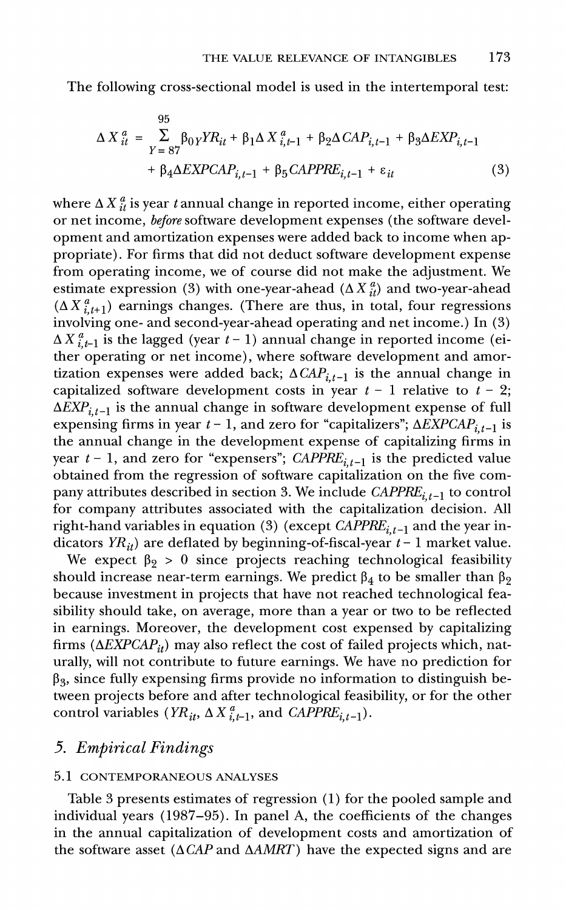The following cross-sectional model is used in the intertemporal test:

$$\Delta X_{it}^{a} = \sum_{Y=87}^{95} \beta_{0Y} YR_{it} + \beta_1 \Delta X_{i,t-1}^{a} + \beta_2 \Delta CAP_{i,t-1} + \beta_3 \Delta EXP_{i,t-1} + \beta_4 \Delta EXPCAP_{i,t-1} + \beta_5 CAPPRE_{i,t-1} + \varepsilon_{it} \tag{3}$$

where $\Delta X_{it}^{a}$ is year $t$ annual change in reported income, either operating or net income, *before* software development expenses (the software development and amortization expenses were added back to income when appropriate). For firms that did not deduct software development expense from operating income, we of course did not make the adjustment. We estimate expression (3) with one-year-ahead ($\Delta X_{it}^{a}$) and two-year-ahead ($\Delta X_{i,t+1}^{a}$) earnings changes. (There are thus, in total, four regressions involving one- and second-year-ahead operating and net income.) In (3) $\Delta X_{i,t-1}^{a}$ is the lagged (year $t - 1$) annual change in reported income (either operating or net income), where software development and amortization expenses were added back; $\Delta CAP_{i,t-1}$ is the annual change in capitalized software development costs in year $t - 1$ relative to $t - 2$; $\Delta EXP_{i,t-1}$ is the annual change in software development expense of full expensing firms in year $t - 1$, and zero for "capitalizers"; $\Delta EXPCAP_{i,t-1}$ is the annual change in the development expense of capitalizing firms in year $t - 1$, and zero for "expensers"; $CAPPRE_{i,t-1}$ is the predicted value obtained from the regression of software capitalization on the five company attributes described in section 3. We include $CAPPRE_{i,t-1}$ to control for company attributes associated with the capitalization decision. All right-hand variables in equation (3) (except $CAPPRE_{i,t-1}$ and the year indicators $YR_{it}$) are deflated by beginning-of-fiscal-year $t - 1$ market value.

We expect $\beta_2 > 0$ since projects reaching technological feasibility should increase near-term earnings. We predict $\beta_4$ to be smaller than $\beta_2$ because investment in projects that have not reached technological feasibility should take, on average, more than a year or two to be reflected in earnings. Moreover, the development cost expensed by capitalizing firms ($\Delta EXPCAP_{it}$) may also reflect the cost of failed projects which, naturally, will not contribute to future earnings. We have no prediction for $\beta_3$, since fully expensing firms provide no information to distinguish between projects before and after technological feasibility, or for the other control variables ($YR_{it}$, $\Delta X_{i,t-1}^{a}$, and $CAPPRE_{i,t-1}$).

## 5. *Empirical Findings*

### 5.1 CONTEMPORANEOUS ANALYSES

Table 3 presents estimates of regression (1) for the pooled sample and individual years (1987–95). In panel A, the coefficients of the changes in the annual capitalization of development costs and amortization of the software asset ($\Delta CAP$ and $\Delta AMRT$) have the expected signs and are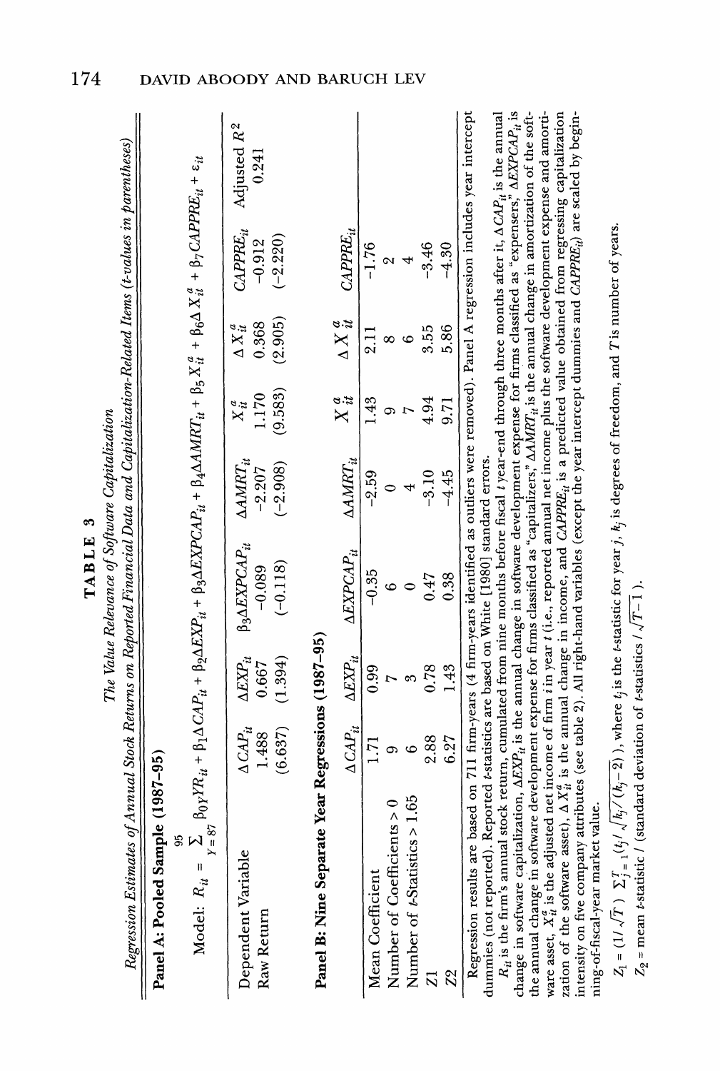**TABLE 3**

*The Value Relevance of Software Capitalization*

*Regression Estimates of Annual Stock Returns on Reported Financial Data and Capitalization-Related Items (t-values in parentheses)*

**Panel A: Pooled Sample (1987–95)**

Model: $R_{it} = \sum_{Y=87}^{95} \beta_{0Y} YR_{it} + \beta_1 \Delta CAP_{it} + \beta_2 \Delta EXP_{it} + \beta_3 \Delta EXPCAP_{it} + \beta_4 \Delta AMRT_{it} + \beta_5 X_{it}^a + \beta_6 \Delta X_{it}^a + \beta_7 CAPPRE_{it} + \varepsilon_{it}$

| Dependent Variable | $\Delta CAP_{it}$ | $\Delta EXP_{it}$ | $\beta_3 \Delta EXPCAP_{it}$ | $\Delta AMRT_{it}$ | $X_{it}^a$ | $\Delta X_{it}^a$ | $CAPPRE_{it}$ | Adjusted $R^2$ |
|---|---|---|---|---|---|---|---|---|
| Raw Return | 1.488 | 0.667 | −0.089 | −2.207 | 1.170 | 0.368 | −0.912 | 0.241 |
| | (6.637) | (1.394) | (−0.118) | (−2.908) | (9.583) | (2.905) | (−2.220) | |

**Panel B: Nine Separate Year Regressions (1987–95)**

| | $\Delta CAP_{it}$ | $\Delta EXP_{it}$ | $\Delta EXPCAP_{it}$ | $\Delta AMRT_{it}$ | $X_{it}^a$ | $\Delta X_{it}^a$ | $CAPPRE_{it}$ |
|---|---|---|---|---|---|---|---|
| Mean Coefficient | 1.71 | 0.99 | −0.35 | −2.59 | 1.43 | 2.11 | −1.76 |
| Number of Coefficients > 0 | 9 | 7 | 6 | 0 | 9 | 8 | 2 |
| Number of t-Statistics > 1.65 | 6 | 3 | 0 | 4 | 7 | 6 | 4 |
| Z1 | 2.88 | 0.78 | 0.47 | −3.10 | 4.94 | 3.55 | −3.46 |
| Z2 | 6.27 | 1.43 | 0.38 | −4.45 | 9.71 | 5.86 | −4.30 |

Regression results are based on 711 firm-years (4 firm-years identified as outliers were removed). Panel A regression includes year intercept dummies (not reported). Reported t-statistics are based on White [1980] standard errors.

$R_{it}$ is the firm's annual stock return, cumulated from nine months before fiscal $t$ year-end through three months after it, $\Delta CAP_{it}$ is the annual change in software capitalization, $\Delta EXP_{it}$ is the annual change in software development expense for firms classified as "expensers," $\Delta EXPCAP_{it}$ is the annual change in software development expense for firms classified as "capitalizers," $\Delta AMRT_{it}$ is the annual change in amortization of the software asset, $X_{it}^a$ is the adjusted net income of firm $i$ in year $t$ (i.e., reported annual net income plus the software development expense and amortization of the software asset), $\Delta X_{it}^a$ is the annual change in income, and $CAPPRE_{it}$ is a predicted value obtained from regressing capitalization intensity on five company attributes (see table 2). All right-hand variables (except the year intercept dummies and $CAPPRE_{it}$) are scaled by beginning-of-fiscal-year market value.

$Z_1 = (1/\sqrt{T}) \sum_{j=1}^{T} (t_j / \sqrt{k_j/(k_j-2)})$, where $t_j$ is the t-statistic for year $j$, $k_j$ is degrees of freedom, and $T$ is number of years.

$Z_2$ = mean t-statistic / (standard deviation of t-statistics / $\sqrt{T-1}$).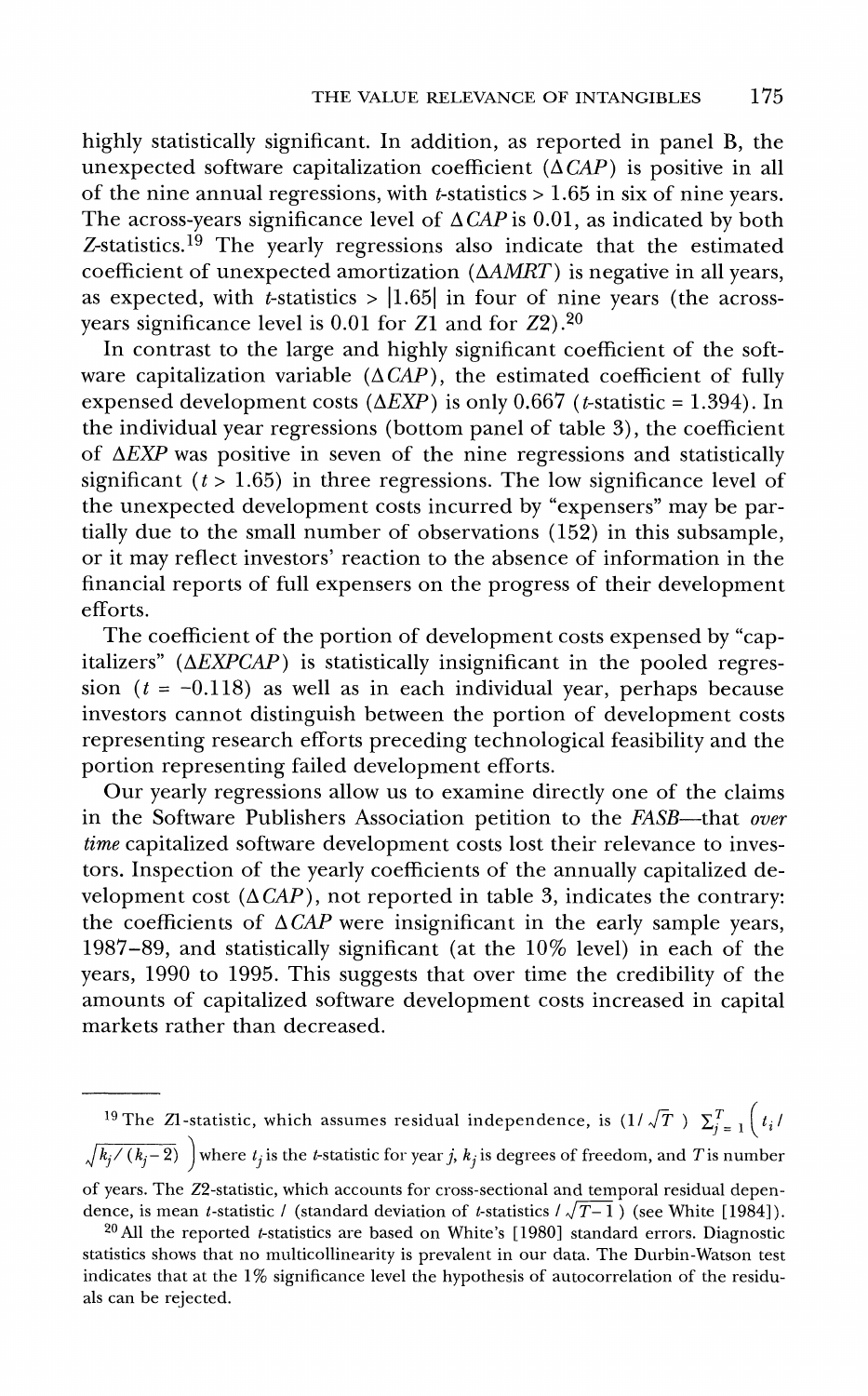highly statistically significant. In addition, as reported in panel B, the unexpected software capitalization coefficient ($\Delta CAP$) is positive in all of the nine annual regressions, with $t$-statistics > 1.65 in six of nine years. The across-years significance level of $\Delta CAP$ is 0.01, as indicated by both $Z$-statistics.[19] The yearly regressions also indicate that the estimated coefficient of unexpected amortization ($\Delta AMRT$) is negative in all years, as expected, with $t$-statistics > |1.65| in four of nine years (the across-years significance level is 0.01 for $Z1$ and for $Z2$).[20]

In contrast to the large and highly significant coefficient of the software capitalization variable ($\Delta CAP$), the estimated coefficient of fully expensed development costs ($\Delta EXP$) is only 0.667 ($t$-statistic = 1.394). In the individual year regressions (bottom panel of table 3), the coefficient of $\Delta EXP$ was positive in seven of the nine regressions and statistically significant ($t$ > 1.65) in three regressions. The low significance level of the unexpected development costs incurred by "expensers" may be partially due to the small number of observations (152) in this subsample, or it may reflect investors' reaction to the absence of information in the financial reports of full expensers on the progress of their development efforts.

The coefficient of the portion of development costs expensed by "capitalizers" ($\Delta EXPCAP$) is statistically insignificant in the pooled regression ($t$ = −0.118) as well as in each individual year, perhaps because investors cannot distinguish between the portion of development costs representing research efforts preceding technological feasibility and the portion representing failed development efforts.

Our yearly regressions allow us to examine directly one of the claims in the Software Publishers Association petition to the *FASB*—that *over time* capitalized software development costs lost their relevance to investors. Inspection of the yearly coefficients of the annually capitalized development cost ($\Delta CAP$), not reported in table 3, indicates the contrary: the coefficients of $\Delta CAP$ were insignificant in the early sample years, 1987–89, and statistically significant (at the 10% level) in each of the years, 1990 to 1995. This suggests that over time the credibility of the amounts of capitalized software development costs increased in capital markets rather than decreased.

---

[19] The Z1-statistic, which assumes residual independence, is $(1/\sqrt{T})\ \sum_{j=1}^{T}\left(t_j / \sqrt{k_j/(k_j-2)}\right)$ where $t_j$ is the $t$-statistic for year $j$, $k_j$ is degrees of freedom, and $T$ is number of years. The Z2-statistic, which accounts for cross-sectional and temporal residual dependence, is mean $t$-statistic / (standard deviation of $t$-statistics / $\sqrt{T-1}$) (see White [1984]).

[20] All the reported $t$-statistics are based on White's [1980] standard errors. Diagnostic statistics shows that no multicollinearity is prevalent in our data. The Durbin-Watson test indicates that at the 1% significance level the hypothesis of autocorrelation of the residuals can be rejected.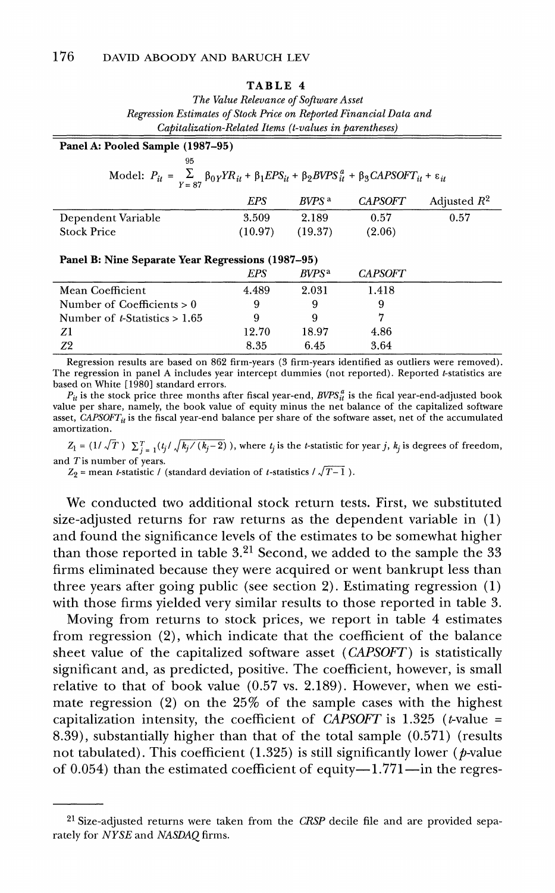**TABLE 4**

*The Value Relevance of Software Asset*
*Regression Estimates of Stock Price on Reported Financial Data and Capitalization-Related Items (t-values in parentheses)*

**Panel A: Pooled Sample (1987–95)**

$$\text{Model: } P_{it} = \sum_{Y=87}^{95} \beta_{0Y} YR_{it} + \beta_1 EPS_{it} + \beta_2 BVPS_{it}^{a} + \beta_3 CAPSOFT_{it} + \varepsilon_{it}$$

| | *EPS* | *BVPS* [a] | *CAPSOFT* | Adjusted $R^2$ |
|---|---|---|---|---|
| Dependent Variable | 3.509 | 2.189 | 0.57 | 0.57 |
| Stock Price | (10.97) | (19.37) | (2.06) | |

**Panel B: Nine Separate Year Regressions (1987–95)**

| | *EPS* | *BVPS* [a] | *CAPSOFT* |
|---|---|---|---|
| Mean Coefficient | 4.489 | 2.031 | 1.418 |
| Number of Coefficients > 0 | 9 | 9 | 9 |
| Number of $t$-Statistics > 1.65 | 9 | 9 | 7 |
| $Z1$ | 12.70 | 18.97 | 4.86 |
| $Z2$ | 8.35 | 6.45 | 3.64 |

Regression results are based on 862 firm-years (3 firm-years identified as outliers were removed). The regression in panel A includes year intercept dummies (not reported). Reported $t$-statistics are based on White [1980] standard errors.

$P_{it}$ is the stock price three months after fiscal year-end, $BVPS_{it}^{a}$ is the fical year-end-adjusted book value per share, namely, the book value of equity minus the net balance of the capitalized software asset, $CAPSOFT_{it}$ is the fiscal year-end balance per share of the software asset, net of the accumulated amortization.

$Z_1 = (1/\sqrt{T}) \sum_{j=1}^{T} (t_j / \sqrt{k_j/(k_j-2)})$, where $t_j$ is the $t$-statistic for year $j$, $k_j$ is degrees of freedom, and $T$ is number of years.

$Z_2$ = mean $t$-statistic / (standard deviation of $t$-statistics / $\sqrt{T-1}$ ).

We conducted two additional stock return tests. First, we substituted size-adjusted returns for raw returns as the dependent variable in (1) and found the significance levels of the estimates to be somewhat higher than those reported in table 3.[21] Second, we added to the sample the 33 firms eliminated because they were acquired or went bankrupt less than three years after going public (see section 2). Estimating regression (1) with those firms yielded very similar results to those reported in table 3.

Moving from returns to stock prices, we report in table 4 estimates from regression (2), which indicate that the coefficient of the balance sheet value of the capitalized software asset (*CAPSOFT*) is statistically significant and, as predicted, positive. The coefficient, however, is small relative to that of book value (0.57 vs. 2.189). However, when we estimate regression (2) on the 25% of the sample cases with the highest capitalization intensity, the coefficient of *CAPSOFT* is 1.325 ($t$-value = 8.39), substantially higher than that of the total sample (0.571) (results not tabulated). This coefficient (1.325) is still significantly lower ($p$-value of 0.054) than the estimated coefficient of equity—1.771—in the regres-

[21] Size-adjusted returns were taken from the *CRSP* decile file and are provided separately for *NYSE* and *NASDAQ* firms.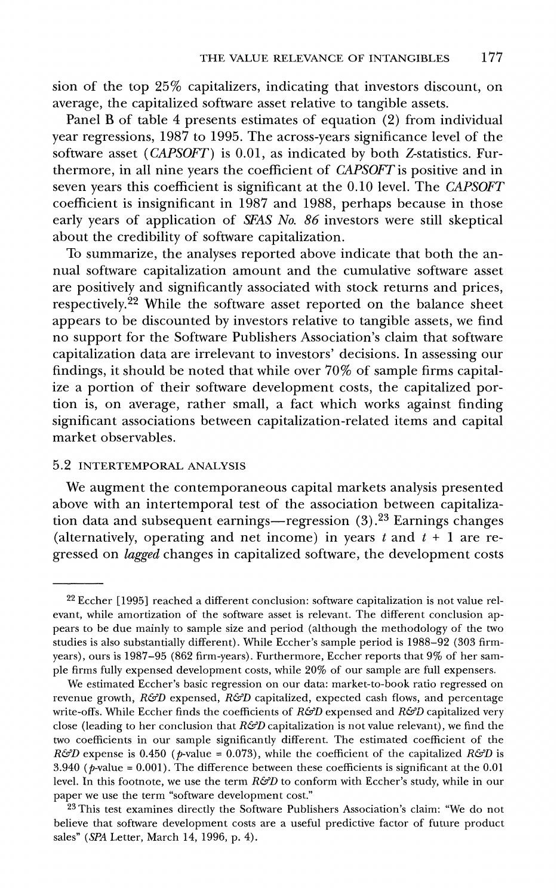sion of the top 25% capitalizers, indicating that investors discount, on average, the capitalized software asset relative to tangible assets.

Panel B of table 4 presents estimates of equation (2) from individual year regressions, 1987 to 1995. The across-years significance level of the software asset (*CAPSOFT*) is 0.01, as indicated by both *Z*-statistics. Furthermore, in all nine years the coefficient of *CAPSOFT* is positive and in seven years this coefficient is significant at the 0.10 level. The *CAPSOFT* coefficient is insignificant in 1987 and 1988, perhaps because in those early years of application of *SFAS No. 86* investors were still skeptical about the credibility of software capitalization.

To summarize, the analyses reported above indicate that both the annual software capitalization amount and the cumulative software asset are positively and significantly associated with stock returns and prices, respectively.[22] While the software asset reported on the balance sheet appears to be discounted by investors relative to tangible assets, we find no support for the Software Publishers Association's claim that software capitalization data are irrelevant to investors' decisions. In assessing our findings, it should be noted that while over 70% of sample firms capitalize a portion of their software development costs, the capitalized portion is, on average, rather small, a fact which works against finding significant associations between capitalization-related items and capital market observables.

### 5.2 INTERTEMPORAL ANALYSIS

We augment the contemporaneous capital markets analysis presented above with an intertemporal test of the association between capitalization data and subsequent earnings—regression (3).[23] Earnings changes (alternatively, operating and net income) in years $t$ and $t + 1$ are regressed on *lagged* changes in capitalized software, the development costs

---

[22] Eccher [1995] reached a different conclusion: software capitalization is not value relevant, while amortization of the software asset is relevant. The different conclusion appears to be due mainly to sample size and period (although the methodology of the two studies is also substantially different). While Eccher's sample period is 1988–92 (303 firm-years), ours is 1987–95 (862 firm-years). Furthermore, Eccher reports that 9% of her sample firms fully expensed development costs, while 20% of our sample are full expensers.

We estimated Eccher's basic regression on our data: market-to-book ratio regressed on revenue growth, *R&D* expensed, *R&D* capitalized, expected cash flows, and percentage write-offs. While Eccher finds the coefficients of *R&D* expensed and *R&D* capitalized very close (leading to her conclusion that *R&D* capitalization is not value relevant), we find the two coefficients in our sample significantly different. The estimated coefficient of the *R&D* expense is 0.450 ($p$-value = 0.073), while the coefficient of the capitalized *R&D* is 3.940 ($p$-value = 0.001). The difference between these coefficients is significant at the 0.01 level. In this footnote, we use the term *R&D* to conform with Eccher's study, while in our paper we use the term "software development cost."

[23] This test examines directly the Software Publishers Association's claim: "We do not believe that software development costs are a useful predictive factor of future product sales" (*SPA* Letter, March 14, 1996, p. 4).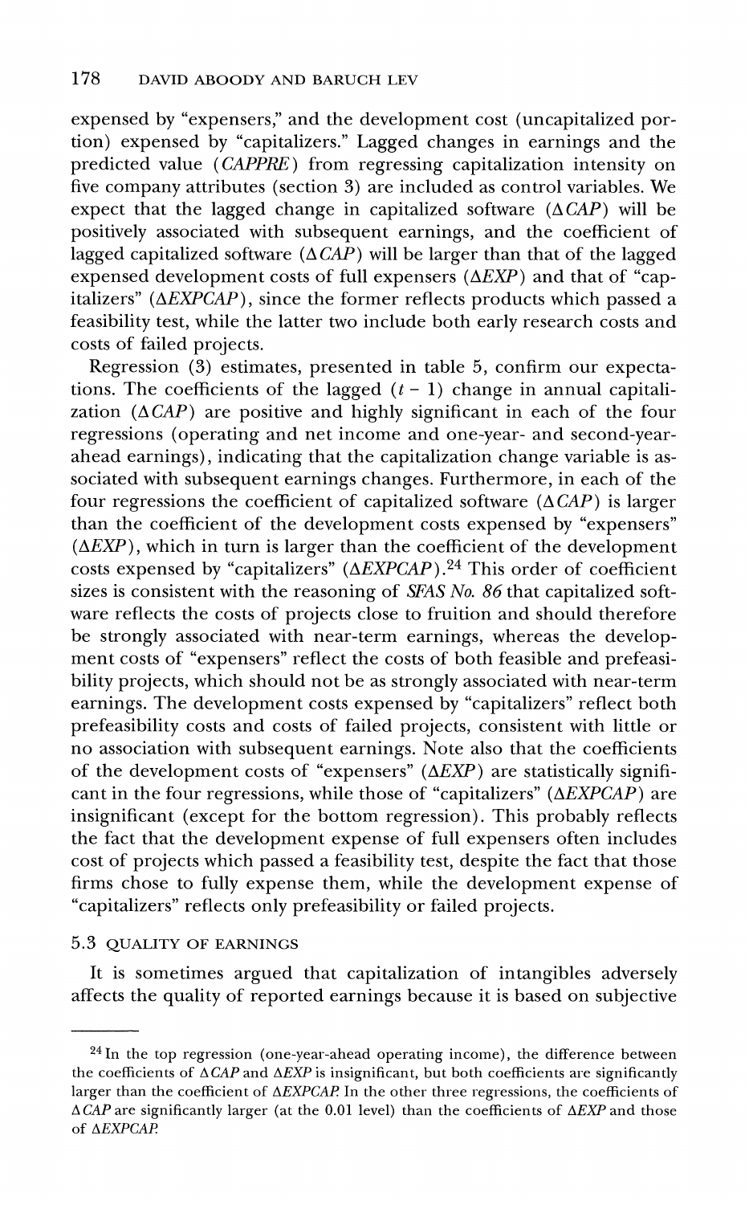expensed by "expensers," and the development cost (uncapitalized portion) expensed by "capitalizers." Lagged changes in earnings and the predicted value (*CAPPRE*) from regressing capitalization intensity on five company attributes (section 3) are included as control variables. We expect that the lagged change in capitalized software ($\Delta CAP$) will be positively associated with subsequent earnings, and the coefficient of lagged capitalized software ($\Delta CAP$) will be larger than that of the lagged expensed development costs of full expensers ($\Delta EXP$) and that of "capitalizers" ($\Delta EXPCAP$), since the former reflects products which passed a feasibility test, while the latter two include both early research costs and costs of failed projects.

Regression (3) estimates, presented in table 5, confirm our expectations. The coefficients of the lagged ($t - 1$) change in annual capitalization ($\Delta CAP$) are positive and highly significant in each of the four regressions (operating and net income and one-year- and second-year-ahead earnings), indicating that the capitalization change variable is associated with subsequent earnings changes. Furthermore, in each of the four regressions the coefficient of capitalized software ($\Delta CAP$) is larger than the coefficient of the development costs expensed by "expensers" ($\Delta EXP$), which in turn is larger than the coefficient of the development costs expensed by "capitalizers" ($\Delta EXPCAP$).[24] This order of coefficient sizes is consistent with the reasoning of *SFAS No. 86* that capitalized software reflects the costs of projects close to fruition and should therefore be strongly associated with near-term earnings, whereas the development costs of "expensers" reflect the costs of both feasible and prefeasibility projects, which should not be as strongly associated with near-term earnings. The development costs expensed by "capitalizers" reflect both prefeasibility costs and costs of failed projects, consistent with little or no association with subsequent earnings. Note also that the coefficients of the development costs of "expensers" ($\Delta EXP$) are statistically significant in the four regressions, while those of "capitalizers" ($\Delta EXPCAP$) are insignificant (except for the bottom regression). This probably reflects the fact that the development expense of full expensers often includes cost of projects which passed a feasibility test, despite the fact that those firms chose to fully expense them, while the development expense of "capitalizers" reflects only prefeasibility or failed projects.

### 5.3 QUALITY OF EARNINGS

It is sometimes argued that capitalization of intangibles adversely affects the quality of reported earnings because it is based on subjective

---

[24] In the top regression (one-year-ahead operating income), the difference between the coefficients of $\Delta CAP$ and $\Delta EXP$ is insignificant, but both coefficients are significantly larger than the coefficient of $\Delta EXPCAP$. In the other three regressions, the coefficients of $\Delta CAP$ are significantly larger (at the 0.01 level) than the coefficients of $\Delta EXP$ and those of $\Delta EXPCAP$.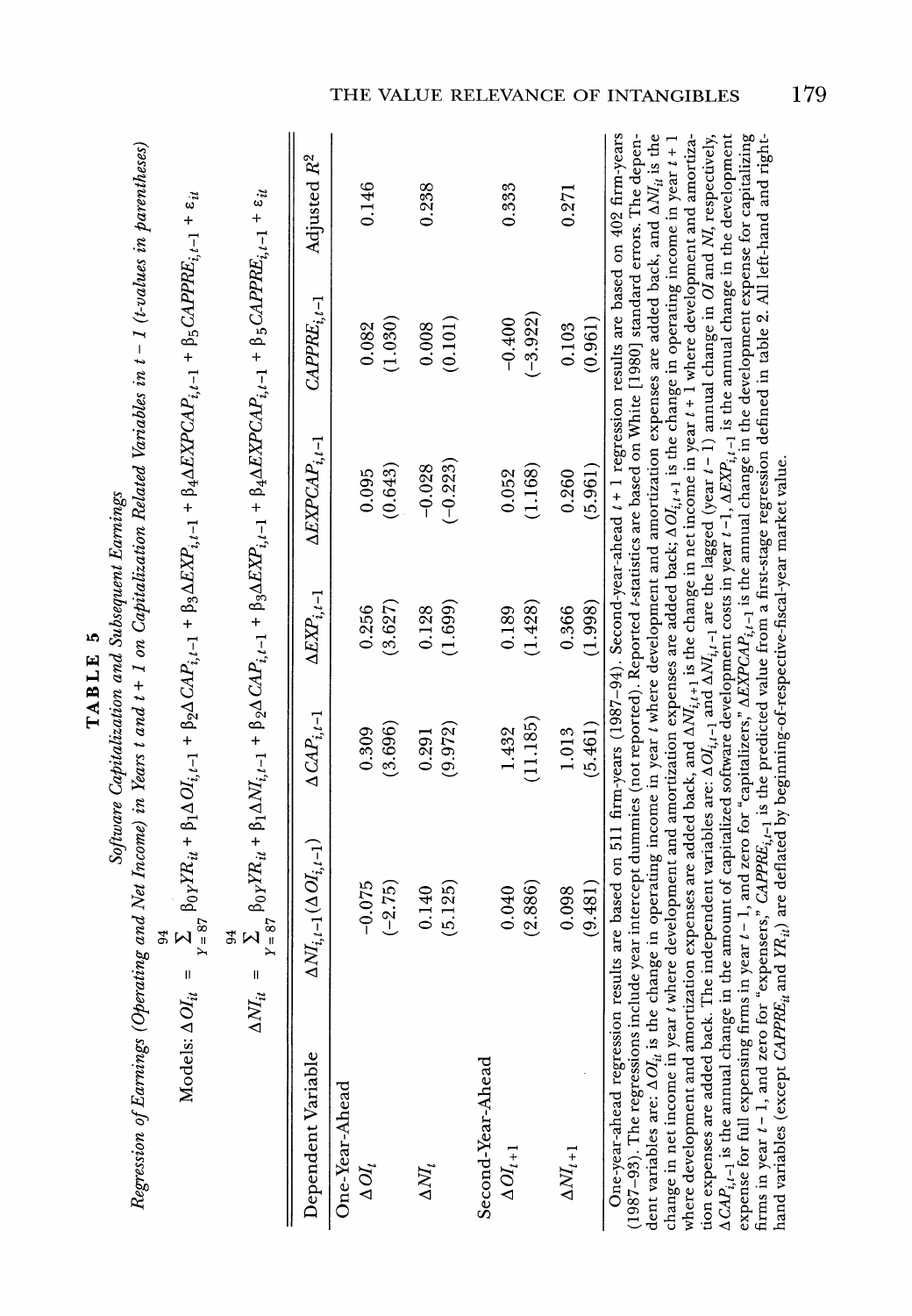**TABLE 5**

*Software Capitalization and Subsequent Earnings*

*Regression of Earnings (Operating and Net Income) in Years t and t + 1 on Capitalization Related Variables in t − 1 (t-values in parentheses)*

$$\text{Models: } \Delta OI_{it} = \sum_{Y=87}^{94} \beta_{0Y} YR_{it} + \beta_1 \Delta OI_{i,t-1} + \beta_2 \Delta CAP_{i,t-1} + \beta_3 \Delta EXP_{i,t-1} + \beta_4 \Delta EXPCAP_{i,t-1} + \beta_5 CAPPRE_{i,t-1} + \varepsilon_{it}$$

$$\Delta NI_{it} = \sum_{Y=87}^{94} \beta_{0Y} YR_{it} + \beta_1 \Delta NI_{i,t-1} + \beta_2 \Delta CAP_{i,t-1} + \beta_3 \Delta EXP_{i,t-1} + \beta_4 \Delta EXPCAP_{i,t-1} + \beta_5 CAPPRE_{i,t-1} + \varepsilon_{it}$$

| Dependent Variable | $\Delta NI_{i,t-1} (\Delta OI_{i,t-1})$ | $\Delta CAP_{i,t-1}$ | $\Delta EXP_{i,t-1}$ | $\Delta EXPCAP_{i,t-1}$ | $CAPPRE_{i,t-1}$ | Adjusted $R^2$ |
|---|---|---|---|---|---|---|
| One-Year-Ahead | | | | | | |
| $\Delta OI_t$ | −0.075 | 0.309 | 0.256 | 0.095 | 0.082 | 0.146 |
| | (−2.75) | (3.696) | (3.627) | (0.643) | (1.030) | |
| $\Delta NI_t$ | 0.140 | 0.291 | 0.128 | −0.028 | 0.008 | 0.238 |
| | (5.125) | (9.972) | (1.699) | (−0.223) | (0.101) | |
| Second-Year-Ahead | | | | | | |
| $\Delta OI_{t+1}$ | 0.040 | 1.432 | 0.189 | 0.052 | −0.400 | 0.333 |
| | (2.886) | (11.185) | (1.428) | (1.168) | (−3.922) | |
| $\Delta NI_{t+1}$ | 0.098 | 1.013 | 0.366 | 0.260 | 0.103 | 0.271 |
| | (9.481) | (5.461) | (1.998) | (5.961) | (0.961) | |

One-year-ahead regression results are based on 511 firm-years (1987–94). Second-year-ahead $t + 1$ regression results are based on 402 firm-years (1987–93). The regressions include year intercept dummies (not reported). Reported $t$-statistics are based on White [1980] standard errors. The dependent variables are: $\Delta OI_{it}$ is the change in operating income in year $t$ where development and amortization expenses are added back, and $\Delta NI_{it}$ is the change in net income in year $t$ where development and amortization expenses are added back; $\Delta OI_{i,t+1}$ is the change in operating income in year $t + 1$ where development and amortization expenses are added back, and $\Delta NI_{i,t+1}$ is the change in net income in year $t + 1$ where development and amortization expenses are added back. The independent variables are: $\Delta OI_{i,t-1}$ and $\Delta NI_{i,t-1}$ are the lagged (year $t - 1$) annual change in $OI$ and $NI$, respectively, $\Delta CAP_{i,t-1}$ is the annual change in the amount of capitalized software development costs in year $t - 1$, $\Delta EXP_{i,t-1}$ is the annual change in the development expense for full expensing firms in year $t - 1$, and zero for "capitalizers," $\Delta EXPCAP_{i,t-1}$ is the annual change in the development expense for capitalizing firms in year $t - 1$, and zero for "expensers," $CAPPRE_{i,t-1}$ is the predicted value from a first-stage regression defined in table 2. All left-hand and right-hand variables (except $CAPPRE_{it}$ and $YR_{it}$) are deflated by beginning-of-respective-fiscal-year market value.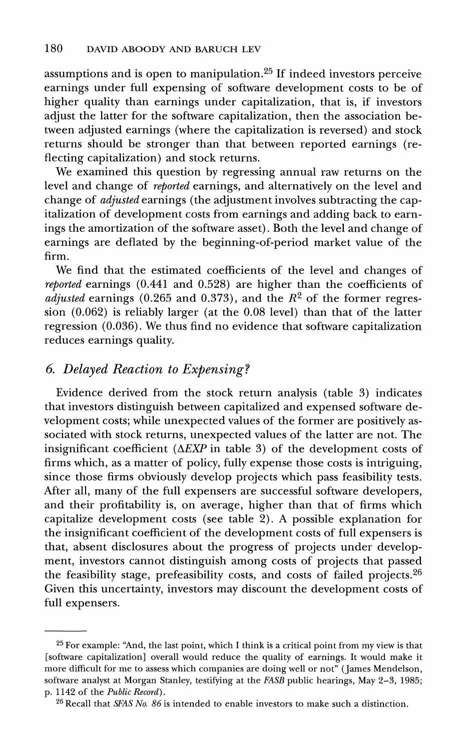assumptions and is open to manipulation.[25] If indeed investors perceive earnings under full expensing of software development costs to be of higher quality than earnings under capitalization, that is, if investors adjust the latter for the software capitalization, then the association between adjusted earnings (where the capitalization is reversed) and stock returns should be stronger than that between reported earnings (reflecting capitalization) and stock returns.

We examined this question by regressing annual raw returns on the level and change of *reported* earnings, and alternatively on the level and change of *adjusted* earnings (the adjustment involves subtracting the capitalization of development costs from earnings and adding back to earnings the amortization of the software asset). Both the level and change of earnings are deflated by the beginning-of-period market value of the firm.

We find that the estimated coefficients of the level and changes of *reported* earnings (0.441 and 0.528) are higher than the coefficients of *adjusted* earnings (0.265 and 0.373), and the $R^2$ of the former regression (0.062) is reliably larger (at the 0.08 level) than that of the latter regression (0.036). We thus find no evidence that software capitalization reduces earnings quality.

## 6. *Delayed Reaction to Expensing?*

Evidence derived from the stock return analysis (table 3) indicates that investors distinguish between capitalized and expensed software development costs; while unexpected values of the former are positively associated with stock returns, unexpected values of the latter are not. The insignificant coefficient ($\Delta EXP$ in table 3) of the development costs of firms which, as a matter of policy, fully expense those costs is intriguing, since those firms obviously develop projects which pass feasibility tests. After all, many of the full expensers are successful software developers, and their profitability is, on average, higher than that of firms which capitalize development costs (see table 2). A possible explanation for the insignificant coefficient of the development costs of full expensers is that, absent disclosures about the progress of projects under development, investors cannot distinguish among costs of projects that passed the feasibility stage, prefeasibility costs, and costs of failed projects.[26] Given this uncertainty, investors may discount the development costs of full expensers.

---

[25] For example: "And, the last point, which I think is a critical point from my view is that [software capitalization] overall would reduce the quality of earnings. It would make it more difficult for me to assess which companies are doing well or not" (James Mendelson, software analyst at Morgan Stanley, testifying at the *FASB* public hearings, May 2–3, 1985; p. 1142 of the *Public Record*).

[26] Recall that *SFAS No. 86* is intended to enable investors to make such a distinction.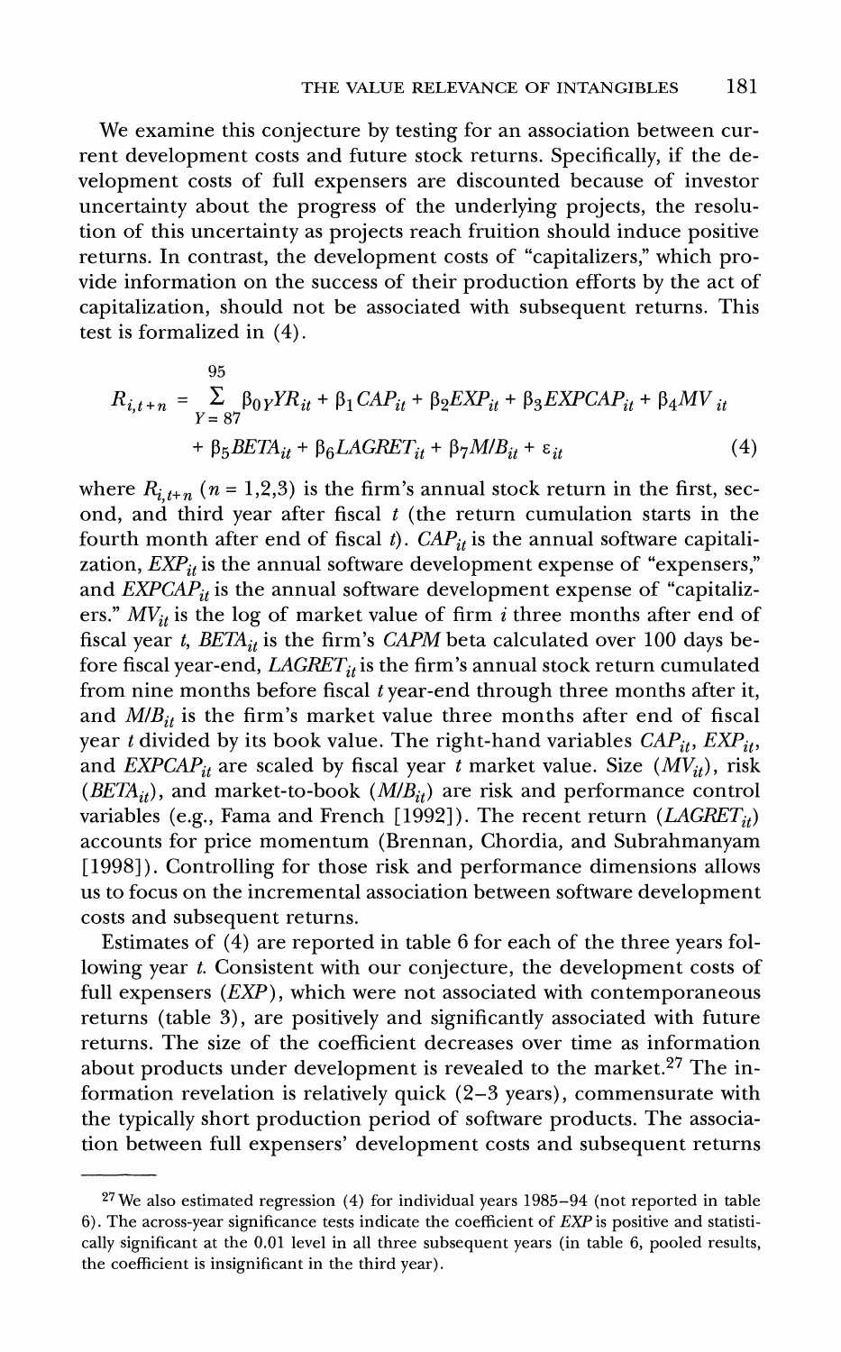We examine this conjecture by testing for an association between current development costs and future stock returns. Specifically, if the development costs of full expensers are discounted because of investor uncertainty about the progress of the underlying projects, the resolution of this uncertainty as projects reach fruition should induce positive returns. In contrast, the development costs of "capitalizers," which provide information on the success of their production efforts by the act of capitalization, should not be associated with subsequent returns. This test is formalized in (4).

$$R_{i,t+n} = \sum_{Y=87}^{95} \beta_{0Y} YR_{it} + \beta_1 CAP_{it} + \beta_2 EXP_{it} + \beta_3 EXPCAP_{it} + \beta_4 MV_{it} + \beta_5 BETA_{it} + \beta_6 LAGRET_{it} + \beta_7 M/B_{it} + \varepsilon_{it} \tag{4}$$

where $R_{i,t+n}$ ($n = 1,2,3$) is the firm's annual stock return in the first, second, and third year after fiscal $t$ (the return cumulation starts in the fourth month after end of fiscal $t$). $CAP_{it}$ is the annual software capitalization, $EXP_{it}$ is the annual software development expense of "expensers," and $EXPCAP_{it}$ is the annual software development expense of "capitalizers." $MV_{it}$ is the log of market value of firm $i$ three months after end of fiscal year $t$, $BETA_{it}$ is the firm's $CAPM$ beta calculated over 100 days before fiscal year-end, $LAGRET_{it}$ is the firm's annual stock return cumulated from nine months before fiscal $t$ year-end through three months after it, and $M/B_{it}$ is the firm's market value three months after end of fiscal year $t$ divided by its book value. The right-hand variables $CAP_{it}$, $EXP_{it}$, and $EXPCAP_{it}$ are scaled by fiscal year $t$ market value. Size ($MV_{it}$), risk ($BETA_{it}$), and market-to-book ($M/B_{it}$) are risk and performance control variables (e.g., Fama and French [1992]). The recent return ($LAGRET_{it}$) accounts for price momentum (Brennan, Chordia, and Subrahmanyam [1998]). Controlling for those risk and performance dimensions allows us to focus on the incremental association between software development costs and subsequent returns.

Estimates of (4) are reported in table 6 for each of the three years following year $t$. Consistent with our conjecture, the development costs of full expensers ($EXP$), which were not associated with contemporaneous returns (table 3), are positively and significantly associated with future returns. The size of the coefficient decreases over time as information about products under development is revealed to the market.[27] The information revelation is relatively quick (2–3 years), commensurate with the typically short production period of software products. The association between full expensers' development costs and subsequent returns

---

[27] We also estimated regression (4) for individual years 1985–94 (not reported in table 6). The across-year significance tests indicate the coefficient of $EXP$ is positive and statistically significant at the 0.01 level in all three subsequent years (in table 6, pooled results, the coefficient is insignificant in the third year).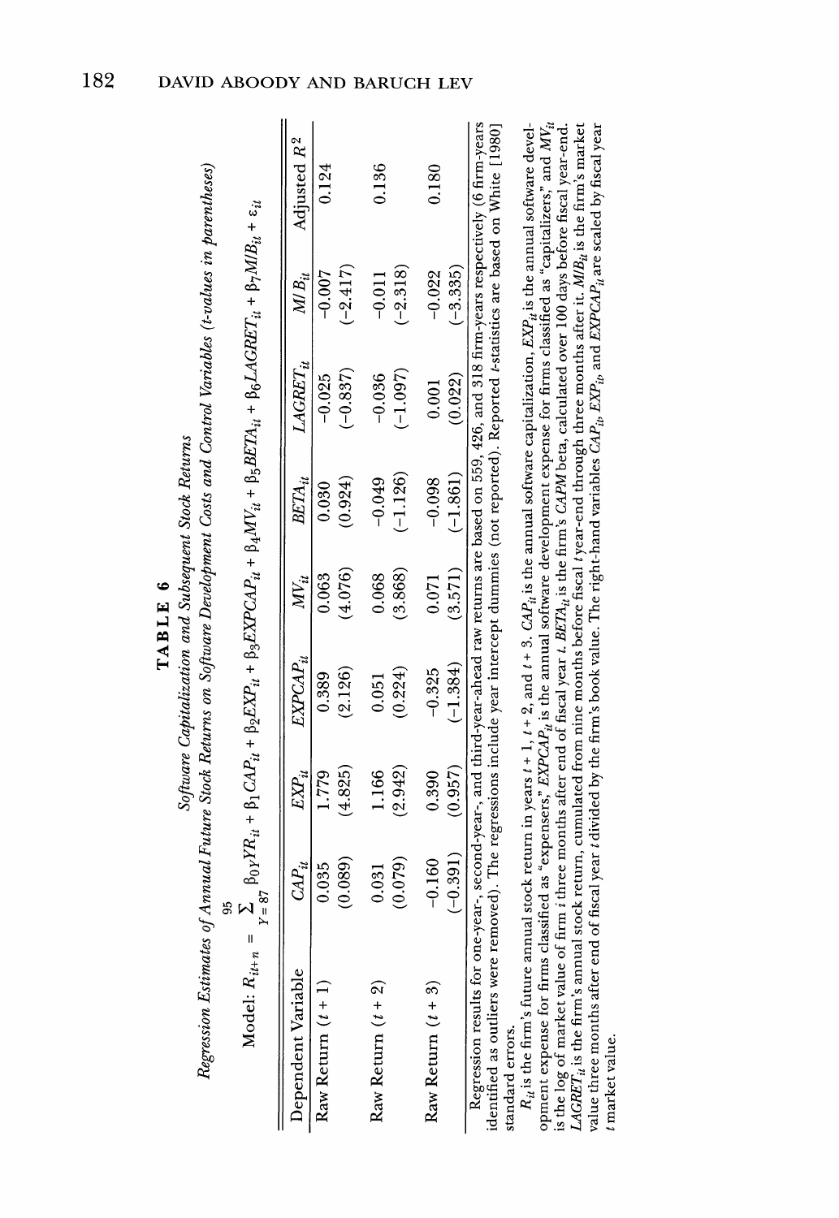**TABLE 6**

*Software Capitalization and Subsequent Stock Returns*

*Regression Estimates of Annual Future Stock Returns on Software Development Costs and Control Variables (t-values in parentheses)*

$$\text{Model: } R_{it+n} = \sum_{Y=87}^{95} \beta_{0Y} YR_{it} + \beta_1 CAP_{it} + \beta_2 EXP_{it} + \beta_3 EXPCAP_{it} + \beta_4 MV_{it} + \beta_5 BETA_{it} + \beta_6 LAGRET_{it} + \beta_7 M/B_{it} + \varepsilon_{it}$$

| Dependent Variable | $CAP_{it}$ | $EXP_{it}$ | $EXPCAP_{it}$ | $MV_{it}$ | $BETA_{it}$ | $LAGRET_{it}$ | $M/B_{it}$ | Adjusted $R^2$ |
|---|---|---|---|---|---|---|---|---|
| Raw Return ($t + 1$) | 0.035 | 1.779 | 0.389 | 0.063 | 0.030 | −0.025 | −0.007 | 0.124 |
| | (0.089) | (4.825) | (2.126) | (4.076) | (0.924) | (−0.837) | (−2.417) | |
| Raw Return ($t + 2$) | 0.031 | 1.166 | 0.051 | 0.068 | −0.049 | −0.036 | −0.011 | 0.136 |
| | (0.079) | (2.942) | (0.224) | (3.868) | (−1.126) | (−1.097) | (−2.318) | |
| Raw Return ($t + 3$) | −0.160 | 0.390 | −0.325 | 0.071 | −0.098 | 0.001 | −0.022 | 0.180 |
| | (−0.391) | (0.957) | (−1.384) | (3.571) | (−1.861) | (0.022) | (−3.335) | |

Regression results for one-year-, second-year-, and third-year-ahead raw returns are based on 559, 426, and 318 firm-years respectively (6 firm-years identified as outliers were removed). The regressions include year intercept dummies (not reported). Reported $t$-statistics are based on White [1980] standard errors.

$R_{it}$ is the firm's future annual stock return in years $t + 1$, $t + 2$, and $t + 3$. $CAP_{it}$ is the annual software capitalization, $EXP_{it}$ is the annual software development expense for firms classified as "expensers," $EXPCAP_{it}$ is the annual software development expense for firms classified as "capitalizers," and $MV_{it}$ is the log of market value of firm $i$ three months after end of fiscal year $t$. $BETA_{it}$ is the firm's $CAPM$ beta, calculated over 100 days before fiscal year-end. $LAGRET_{it}$ is the firm's annual stock return, cumulated from nine months before fiscal $t$ year-end through three months after it. $M/B_{it}$ is the firm's market value three months after end of fiscal year $t$ divided by the firm's book value. The right-hand variables $CAP_{it}$, $EXP_{it}$, and $EXPCAP_{it}$ are scaled by fiscal year $t$ market value.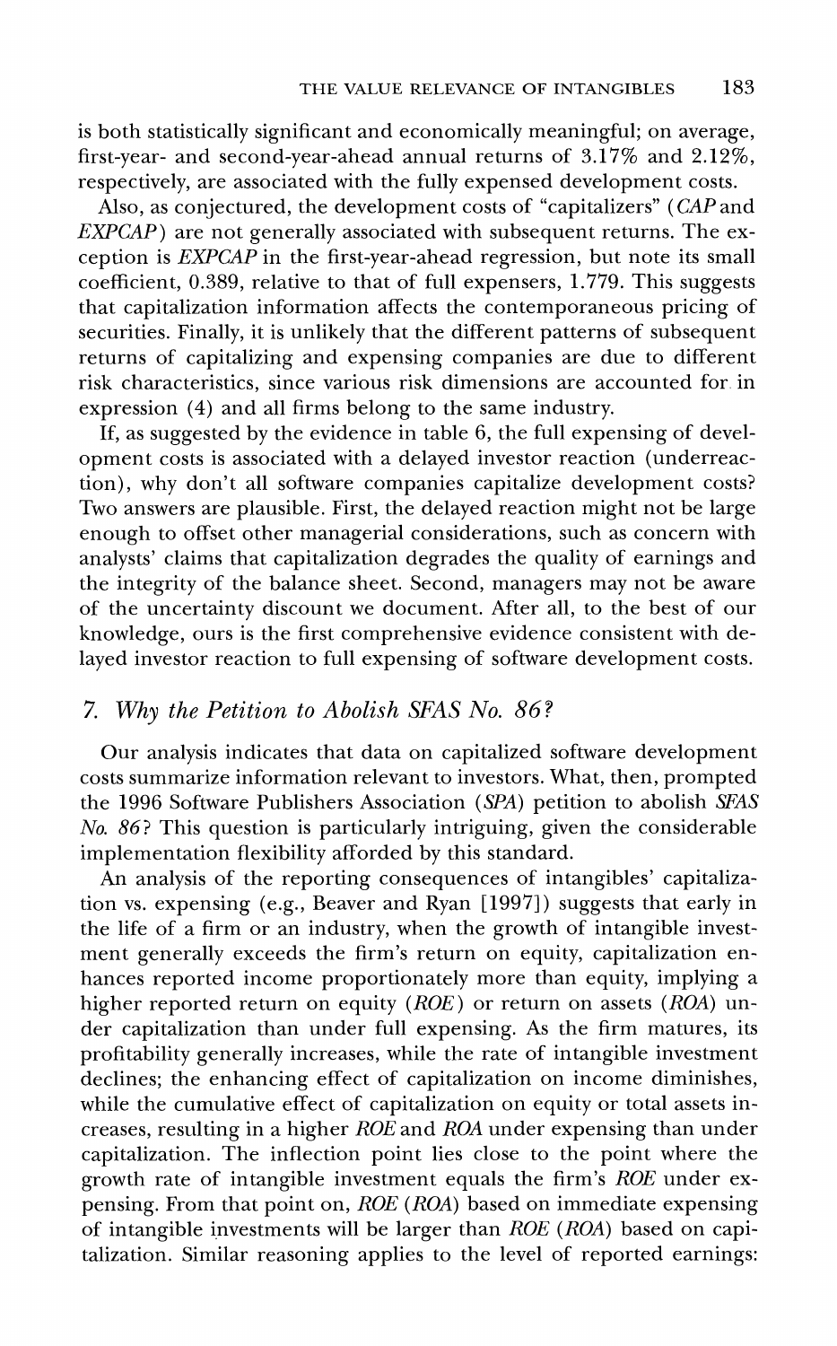is both statistically significant and economically meaningful; on average, first-year- and second-year-ahead annual returns of 3.17% and 2.12%, respectively, are associated with the fully expensed development costs.

Also, as conjectured, the development costs of "capitalizers" (*CAP* and *EXPCAP*) are not generally associated with subsequent returns. The exception is *EXPCAP* in the first-year-ahead regression, but note its small coefficient, 0.389, relative to that of full expensers, 1.779. This suggests that capitalization information affects the contemporaneous pricing of securities. Finally, it is unlikely that the different patterns of subsequent returns of capitalizing and expensing companies are due to different risk characteristics, since various risk dimensions are accounted for in expression (4) and all firms belong to the same industry.

If, as suggested by the evidence in table 6, the full expensing of development costs is associated with a delayed investor reaction (underreaction), why don't all software companies capitalize development costs? Two answers are plausible. First, the delayed reaction might not be large enough to offset other managerial considerations, such as concern with analysts' claims that capitalization degrades the quality of earnings and the integrity of the balance sheet. Second, managers may not be aware of the uncertainty discount we document. After all, to the best of our knowledge, ours is the first comprehensive evidence consistent with delayed investor reaction to full expensing of software development costs.

## 7. *Why the Petition to Abolish SFAS No. 86?*

Our analysis indicates that data on capitalized software development costs summarize information relevant to investors. What, then, prompted the 1996 Software Publishers Association (*SPA*) petition to abolish *SFAS No. 86*? This question is particularly intriguing, given the considerable implementation flexibility afforded by this standard.

An analysis of the reporting consequences of intangibles' capitalization vs. expensing (e.g., Beaver and Ryan [1997]) suggests that early in the life of a firm or an industry, when the growth of intangible investment generally exceeds the firm's return on equity, capitalization enhances reported income proportionately more than equity, implying a higher reported return on equity (*ROE*) or return on assets (*ROA*) under capitalization than under full expensing. As the firm matures, its profitability generally increases, while the rate of intangible investment declines; the enhancing effect of capitalization on income diminishes, while the cumulative effect of capitalization on equity or total assets increases, resulting in a higher *ROE* and *ROA* under expensing than under capitalization. The inflection point lies close to the point where the growth rate of intangible investment equals the firm's *ROE* under expensing. From that point on, *ROE* (*ROA*) based on immediate expensing of intangible investments will be larger than *ROE* (*ROA*) based on capitalization. Similar reasoning applies to the level of reported earnings: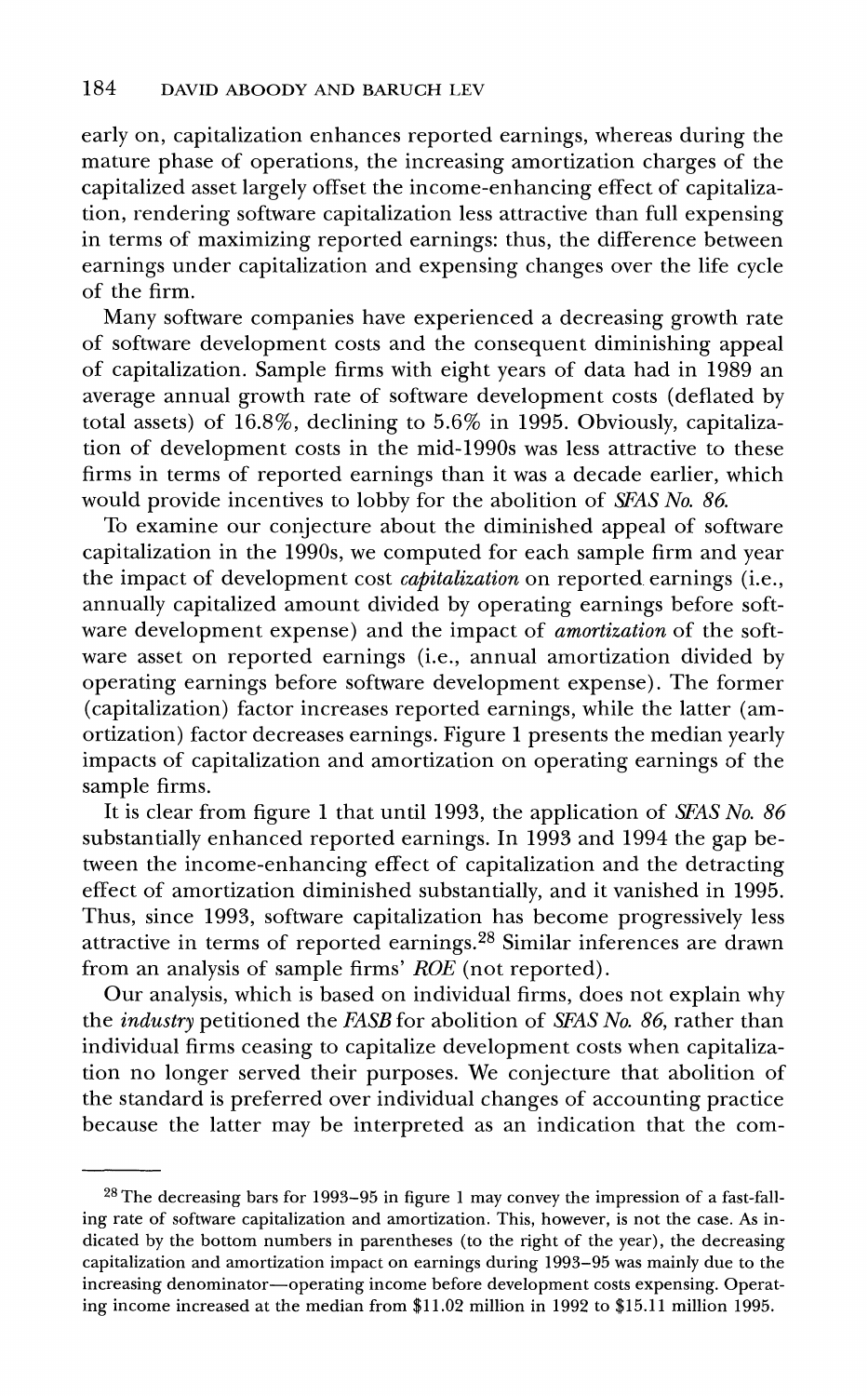early on, capitalization enhances reported earnings, whereas during the mature phase of operations, the increasing amortization charges of the capitalized asset largely offset the income-enhancing effect of capitalization, rendering software capitalization less attractive than full expensing in terms of maximizing reported earnings: thus, the difference between earnings under capitalization and expensing changes over the life cycle of the firm.

Many software companies have experienced a decreasing growth rate of software development costs and the consequent diminishing appeal of capitalization. Sample firms with eight years of data had in 1989 an average annual growth rate of software development costs (deflated by total assets) of 16.8%, declining to 5.6% in 1995. Obviously, capitalization of development costs in the mid-1990s was less attractive to these firms in terms of reported earnings than it was a decade earlier, which would provide incentives to lobby for the abolition of *SFAS No. 86.*

To examine our conjecture about the diminished appeal of software capitalization in the 1990s, we computed for each sample firm and year the impact of development cost *capitalization* on reported earnings (i.e., annually capitalized amount divided by operating earnings before software development expense) and the impact of *amortization* of the software asset on reported earnings (i.e., annual amortization divided by operating earnings before software development expense). The former (capitalization) factor increases reported earnings, while the latter (amortization) factor decreases earnings. Figure 1 presents the median yearly impacts of capitalization and amortization on operating earnings of the sample firms.

It is clear from figure 1 that until 1993, the application of *SFAS No. 86* substantially enhanced reported earnings. In 1993 and 1994 the gap between the income-enhancing effect of capitalization and the detracting effect of amortization diminished substantially, and it vanished in 1995. Thus, since 1993, software capitalization has become progressively less attractive in terms of reported earnings.[28] Similar inferences are drawn from an analysis of sample firms' *ROE* (not reported).

Our analysis, which is based on individual firms, does not explain why the *industry* petitioned the *FASB* for abolition of *SFAS No. 86,* rather than individual firms ceasing to capitalize development costs when capitalization no longer served their purposes. We conjecture that abolition of the standard is preferred over individual changes of accounting practice because the latter may be interpreted as an indication that the com-

---

[28] The decreasing bars for 1993–95 in figure 1 may convey the impression of a fast-falling rate of software capitalization and amortization. This, however, is not the case. As indicated by the bottom numbers in parentheses (to the right of the year), the decreasing capitalization and amortization impact on earnings during 1993–95 was mainly due to the increasing denominator—operating income before development costs expensing. Operating income increased at the median from \$11.02 million in 1992 to \$15.11 million 1995.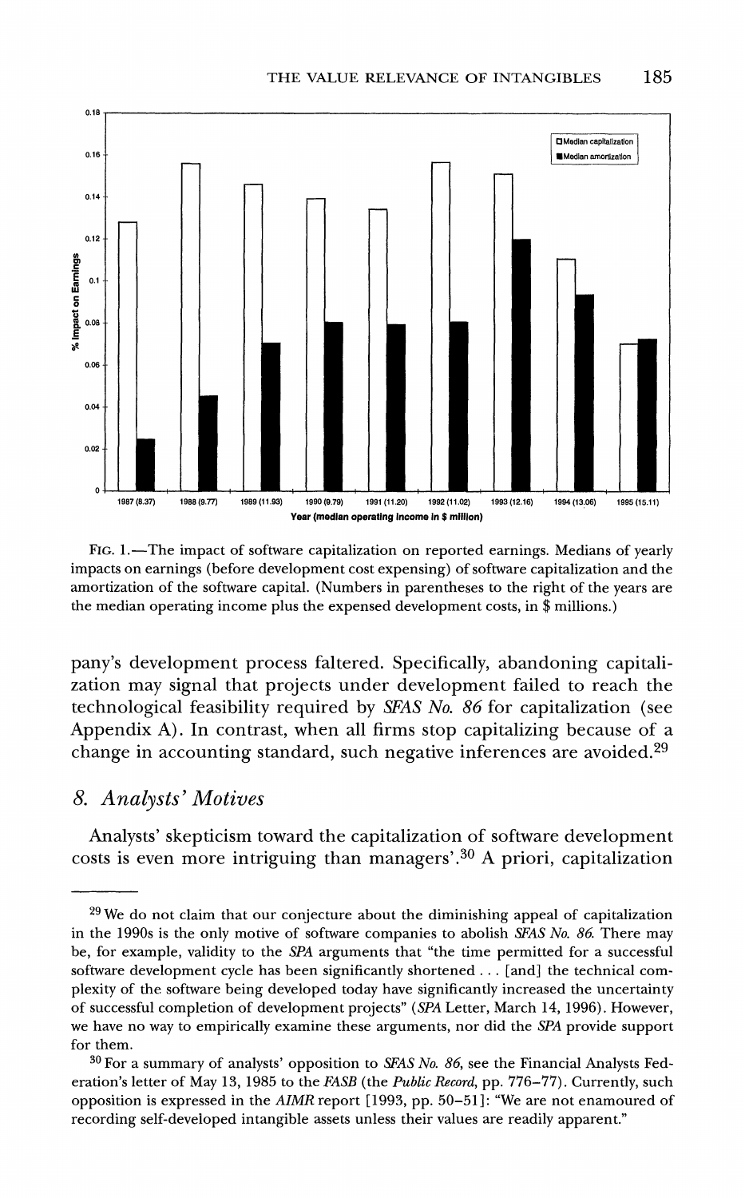FIG. 1.—The impact of software capitalization on reported earnings. Medians of yearly impacts on earnings (before development cost expensing) of software capitalization and the amortization of the software capital. (Numbers in parentheses to the right of the years are the median operating income plus the expensed development costs, in $ millions.)

pany's development process faltered. Specifically, abandoning capitalization may signal that projects under development failed to reach the technological feasibility required by *SFAS No. 86* for capitalization (see Appendix A). In contrast, when all firms stop capitalizing because of a change in accounting standard, such negative inferences are avoided.[29]

## 8. *Analysts' Motives*

Analysts' skepticism toward the capitalization of software development costs is even more intriguing than managers'.[30] A priori, capitalization

---

[29] We do not claim that our conjecture about the diminishing appeal of capitalization in the 1990s is the only motive of software companies to abolish *SFAS No. 86*. There may be, for example, validity to the *SPA* arguments that "the time permitted for a successful software development cycle has been significantly shortened . . . [and] the technical complexity of the software being developed today have significantly increased the uncertainty of successful completion of development projects" (*SPA* Letter, March 14, 1996). However, we have no way to empirically examine these arguments, nor did the *SPA* provide support for them.

[30] For a summary of analysts' opposition to *SFAS No. 86*, see the Financial Analysts Federation's letter of May 13, 1985 to the *FASB* (the *Public Record*, pp. 776–77). Currently, such opposition is expressed in the *AIMR* report [1993, pp. 50–51]: "We are not enamoured of recording self-developed intangible assets unless their values are readily apparent."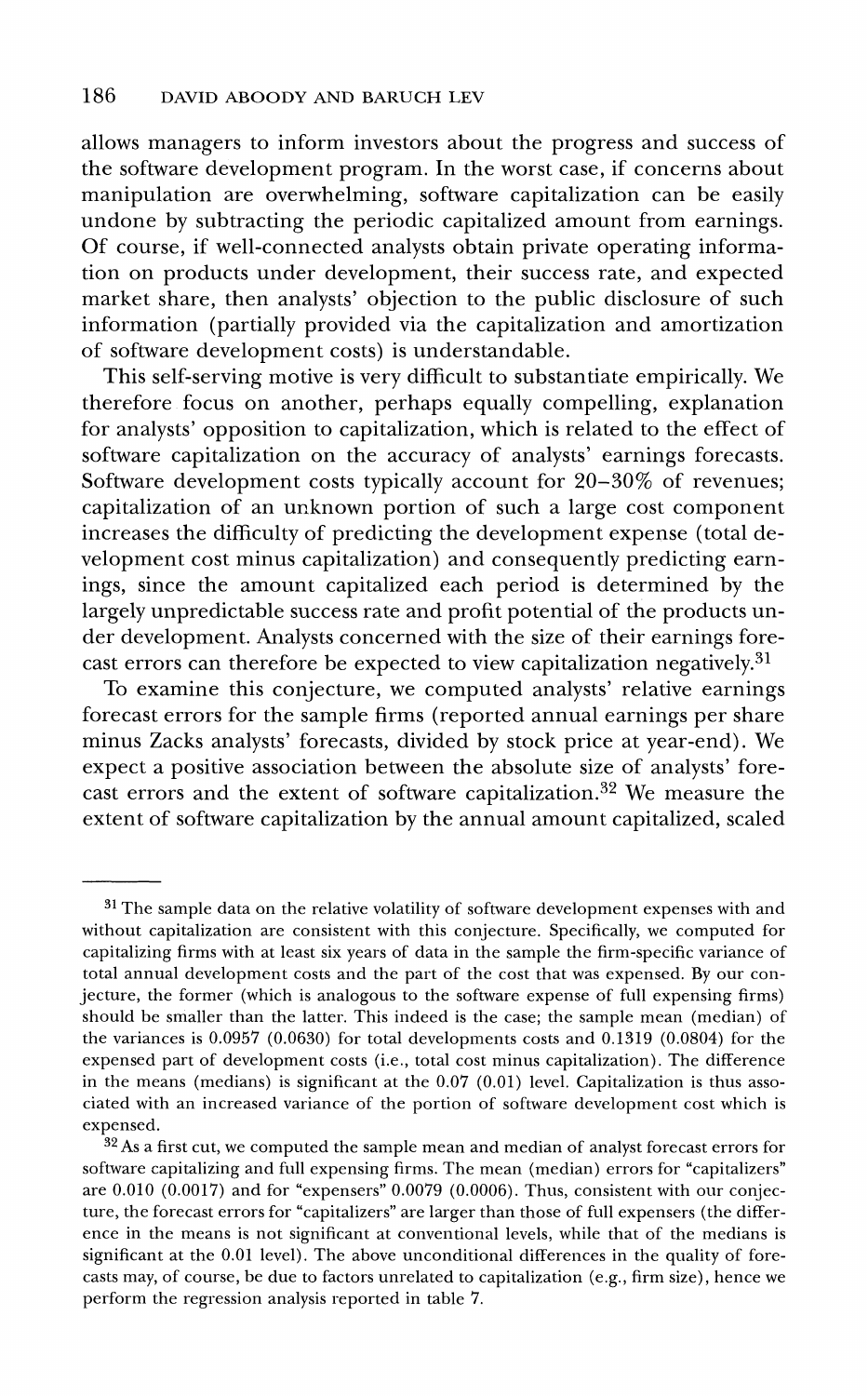allows managers to inform investors about the progress and success of the software development program. In the worst case, if concerns about manipulation are overwhelming, software capitalization can be easily undone by subtracting the periodic capitalized amount from earnings. Of course, if well-connected analysts obtain private operating information on products under development, their success rate, and expected market share, then analysts' objection to the public disclosure of such information (partially provided via the capitalization and amortization of software development costs) is understandable.

This self-serving motive is very difficult to substantiate empirically. We therefore focus on another, perhaps equally compelling, explanation for analysts' opposition to capitalization, which is related to the effect of software capitalization on the accuracy of analysts' earnings forecasts. Software development costs typically account for 20–30% of revenues; capitalization of an unknown portion of such a large cost component increases the difficulty of predicting the development expense (total development cost minus capitalization) and consequently predicting earnings, since the amount capitalized each period is determined by the largely unpredictable success rate and profit potential of the products under development. Analysts concerned with the size of their earnings forecast errors can therefore be expected to view capitalization negatively.[31]

To examine this conjecture, we computed analysts' relative earnings forecast errors for the sample firms (reported annual earnings per share minus Zacks analysts' forecasts, divided by stock price at year-end). We expect a positive association between the absolute size of analysts' forecast errors and the extent of software capitalization.[32] We measure the extent of software capitalization by the annual amount capitalized, scaled

---

[31] The sample data on the relative volatility of software development expenses with and without capitalization are consistent with this conjecture. Specifically, we computed for capitalizing firms with at least six years of data in the sample the firm-specific variance of total annual development costs and the part of the cost that was expensed. By our conjecture, the former (which is analogous to the software expense of full expensing firms) should be smaller than the latter. This indeed is the case; the sample mean (median) of the variances is 0.0957 (0.0630) for total developments costs and 0.1319 (0.0804) for the expensed part of development costs (i.e., total cost minus capitalization). The difference in the means (medians) is significant at the 0.07 (0.01) level. Capitalization is thus associated with an increased variance of the portion of software development cost which is expensed.

[32] As a first cut, we computed the sample mean and median of analyst forecast errors for software capitalizing and full expensing firms. The mean (median) errors for "capitalizers" are 0.010 (0.0017) and for "expensers" 0.0079 (0.0006). Thus, consistent with our conjecture, the forecast errors for "capitalizers" are larger than those of full expensers (the difference in the means is not significant at conventional levels, while that of the medians is significant at the 0.01 level). The above unconditional differences in the quality of forecasts may, of course, be due to factors unrelated to capitalization (e.g., firm size), hence we perform the regression analysis reported in table 7.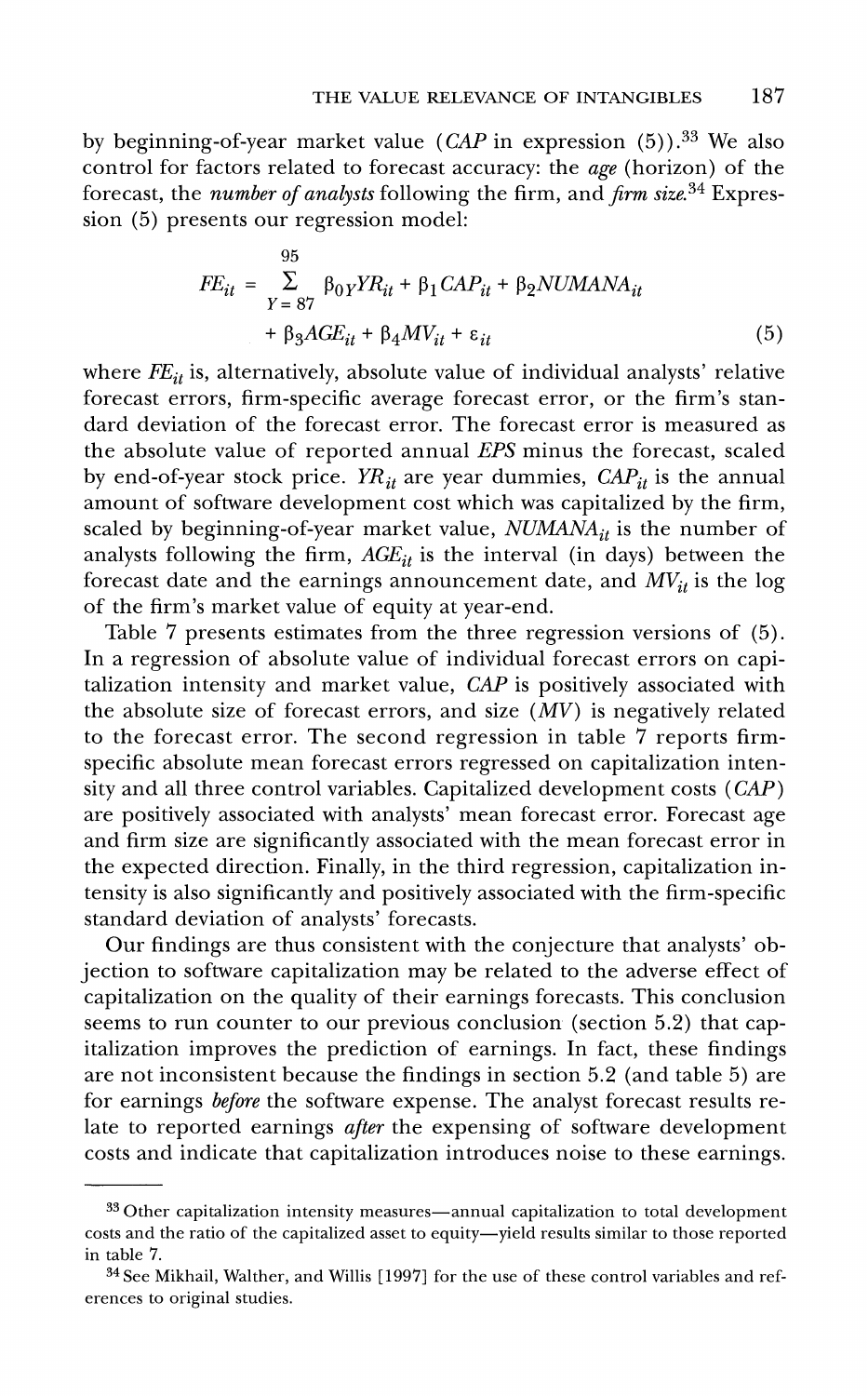by beginning-of-year market value (*CAP* in expression (5)).[33] We also control for factors related to forecast accuracy: the *age* (horizon) of the forecast, the *number of analysts* following the firm, and *firm size*.[34] Expression (5) presents our regression model:

$$FE_{it} = \sum_{Y=87}^{95} \beta_{0Y} YR_{it} + \beta_1 CAP_{it} + \beta_2 NUMANA_{it} + \beta_3 AGE_{it} + \beta_4 MV_{it} + \varepsilon_{it} \tag{5}$$

where $FE_{it}$ is, alternatively, absolute value of individual analysts' relative forecast errors, firm-specific average forecast error, or the firm's standard deviation of the forecast error. The forecast error is measured as the absolute value of reported annual *EPS* minus the forecast, scaled by end-of-year stock price. $YR_{it}$ are year dummies, $CAP_{it}$ is the annual amount of software development cost which was capitalized by the firm, scaled by beginning-of-year market value, $NUMANA_{it}$ is the number of analysts following the firm, $AGE_{it}$ is the interval (in days) between the forecast date and the earnings announcement date, and $MV_{it}$ is the log of the firm's market value of equity at year-end.

Table 7 presents estimates from the three regression versions of (5). In a regression of absolute value of individual forecast errors on capitalization intensity and market value, *CAP* is positively associated with the absolute size of forecast errors, and size (*MV*) is negatively related to the forecast error. The second regression in table 7 reports firm-specific absolute mean forecast errors regressed on capitalization intensity and all three control variables. Capitalized development costs (*CAP*) are positively associated with analysts' mean forecast error. Forecast age and firm size are significantly associated with the mean forecast error in the expected direction. Finally, in the third regression, capitalization intensity is also significantly and positively associated with the firm-specific standard deviation of analysts' forecasts.

Our findings are thus consistent with the conjecture that analysts' objection to software capitalization may be related to the adverse effect of capitalization on the quality of their earnings forecasts. This conclusion seems to run counter to our previous conclusion (section 5.2) that capitalization improves the prediction of earnings. In fact, these findings are not inconsistent because the findings in section 5.2 (and table 5) are for earnings *before* the software expense. The analyst forecast results relate to reported earnings *after* the expensing of software development costs and indicate that capitalization introduces noise to these earnings.

---

[33] Other capitalization intensity measures—annual capitalization to total development costs and the ratio of the capitalized asset to equity—yield results similar to those reported in table 7.

[34] See Mikhail, Walther, and Willis [1997] for the use of these control variables and references to original studies.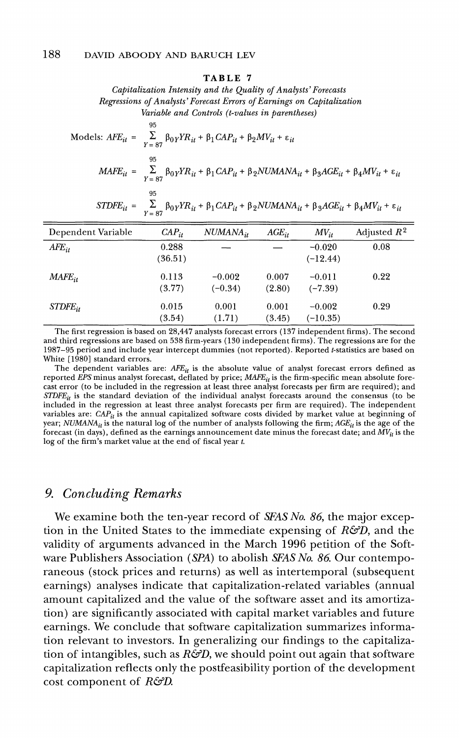**TABLE 7**

*Capitalization Intensity and the Quality of Analysts' Forecasts*
*Regressions of Analysts' Forecast Errors of Earnings on Capitalization Variable and Controls (t-values in parentheses)*

$$\text{Models: } AFE_{it} = \sum_{Y=87}^{95} \beta_{0Y} YR_{it} + \beta_1 CAP_{it} + \beta_2 MV_{it} + \varepsilon_{it}$$

$$MAFE_{it} = \sum_{Y=87}^{95} \beta_{0Y} YR_{it} + \beta_1 CAP_{it} + \beta_2 NUMANA_{it} + \beta_3 AGE_{it} + \beta_4 MV_{it} + \varepsilon_{it}$$

$$STDFE_{it} = \sum_{Y=87}^{95} \beta_{0Y} YR_{it} + \beta_1 CAP_{it} + \beta_2 NUMANA_{it} + \beta_3 AGE_{it} + \beta_4 MV_{it} + \varepsilon_{it}$$

| Dependent Variable | $CAP_{it}$ | $NUMANA_{it}$ | $AGE_{it}$ | $MV_{it}$ | Adjusted $R^2$ |
|---|---|---|---|---|---|
| $AFE_{it}$ | 0.288 | — | — | −0.020 | 0.08 |
| | (36.51) | | | (−12.44) | |
| $MAFE_{it}$ | 0.113 | −0.002 | 0.007 | −0.011 | 0.22 |
| | (3.77) | (−0.34) | (2.80) | (−7.39) | |
| $STDFE_{it}$ | 0.015 | 0.001 | 0.001 | −0.002 | 0.29 |
| | (3.54) | (1.71) | (3.45) | (−10.35) | |

The first regression is based on 28,447 analysts forecast errors (137 independent firms). The second and third regressions are based on 538 firm-years (130 independent firms). The regressions are for the 1987–95 period and include year intercept dummies (not reported). Reported *t*-statistics are based on White [1980] standard errors.

The dependent variables are: $AFE_{it}$ is the absolute value of analyst forecast errors defined as reported *EPS* minus analyst forecast, deflated by price; $MAFE_{it}$ is the firm-specific mean absolute forecast error (to be included in the regression at least three analyst forecasts per firm are required); and $STDFE_{it}$ is the standard deviation of the individual analyst forecasts around the consensus (to be included in the regression at least three analyst forecasts per firm are required). The independent variables are: $CAP_{it}$ is the annual capitalized software costs divided by market value at beginning of year; $NUMANA_{it}$ is the natural log of the number of analysts following the firm; $AGE_{it}$ is the age of the forecast (in days), defined as the earnings announcement date minus the forecast date; and $MV_{it}$ is the log of the firm's market value at the end of fiscal year *t*.

## 9. Concluding Remarks

We examine both the ten-year record of *SFAS No. 86*, the major exception in the United States to the immediate expensing of *R&D*, and the validity of arguments advanced in the March 1996 petition of the Software Publishers Association (*SPA*) to abolish *SFAS No. 86*. Our contemporaneous (stock prices and returns) as well as intertemporal (subsequent earnings) analyses indicate that capitalization-related variables (annual amount capitalized and the value of the software asset and its amortization) are significantly associated with capital market variables and future earnings. We conclude that software capitalization summarizes information relevant to investors. In generalizing our findings to the capitalization of intangibles, such as *R&D*, we should point out again that software capitalization reflects only the postfeasibility portion of the development cost component of *R&D*.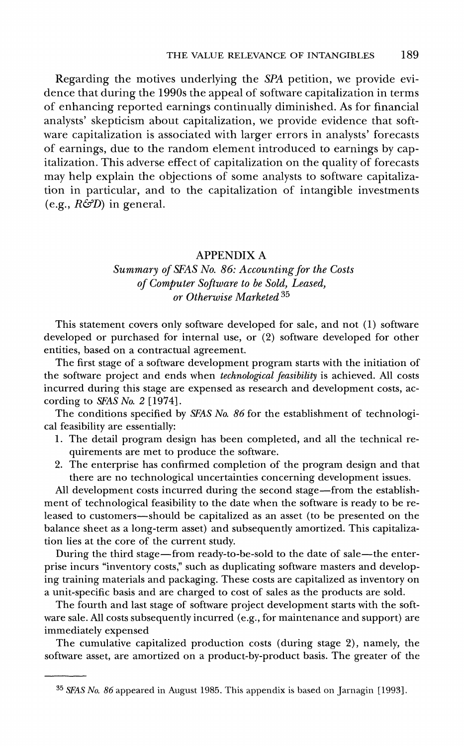Regarding the motives underlying the *SPA* petition, we provide evidence that during the 1990s the appeal of software capitalization in terms of enhancing reported earnings continually diminished. As for financial analysts' skepticism about capitalization, we provide evidence that software capitalization is associated with larger errors in analysts' forecasts of earnings, due to the random element introduced to earnings by capitalization. This adverse effect of capitalization on the quality of forecasts may help explain the objections of some analysts to software capitalization in particular, and to the capitalization of intangible investments (e.g., *R&D*) in general.

## APPENDIX A

### *Summary of SFAS No. 86: Accounting for the Costs of Computer Software to be Sold, Leased, or Otherwise Marketed*[35]

This statement covers only software developed for sale, and not (1) software developed or purchased for internal use, or (2) software developed for other entities, based on a contractual agreement.

The first stage of a software development program starts with the initiation of the software project and ends when *technological feasibility* is achieved. All costs incurred during this stage are expensed as research and development costs, according to *SFAS No. 2* [1974].

The conditions specified by *SFAS No. 86* for the establishment of technological feasibility are essentially:

1. The detail program design has been completed, and all the technical requirements are met to produce the software.
2. The enterprise has confirmed completion of the program design and that there are no technological uncertainties concerning development issues.

All development costs incurred during the second stage—from the establishment of technological feasibility to the date when the software is ready to be released to customers—should be capitalized as an asset (to be presented on the balance sheet as a long-term asset) and subsequently amortized. This capitalization lies at the core of the current study.

During the third stage—from ready-to-be-sold to the date of sale—the enterprise incurs "inventory costs," such as duplicating software masters and developing training materials and packaging. These costs are capitalized as inventory on a unit-specific basis and are charged to cost of sales as the products are sold.

The fourth and last stage of software project development starts with the software sale. All costs subsequently incurred (e.g., for maintenance and support) are immediately expensed

The cumulative capitalized production costs (during stage 2), namely, the software asset, are amortized on a product-by-product basis. The greater of the

---

[35] *SFAS No. 86* appeared in August 1985. This appendix is based on Jarnagin [1993].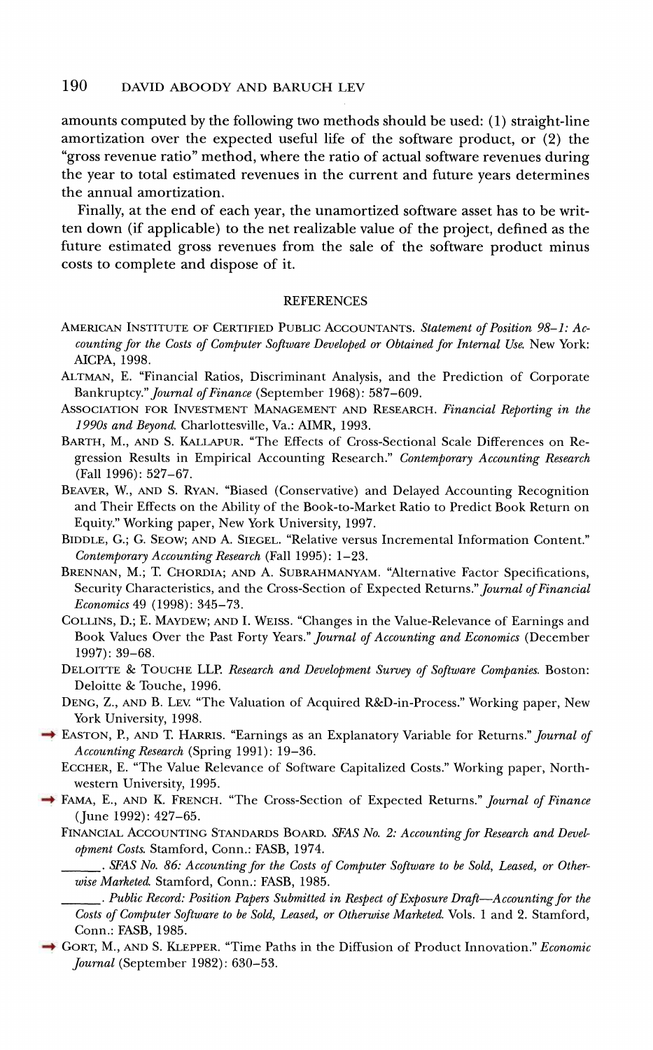amounts computed by the following two methods should be used: (1) straight-line amortization over the expected useful life of the software product, or (2) the "gross revenue ratio" method, where the ratio of actual software revenues during the year to total estimated revenues in the current and future years determines the annual amortization.

Finally, at the end of each year, the unamortized software asset has to be written down (if applicable) to the net realizable value of the project, defined as the future estimated gross revenues from the sale of the software product minus costs to complete and dispose of it.

## REFERENCES

American Institute of Certified Public Accountants. *Statement of Position 98–1: Accounting for the Costs of Computer Software Developed or Obtained for Internal Use.* New York: AICPA, 1998.

Altman, E. "Financial Ratios, Discriminant Analysis, and the Prediction of Corporate Bankruptcy." *Journal of Finance* (September 1968): 587–609.

Association for Investment Management and Research. *Financial Reporting in the 1990s and Beyond.* Charlottesville, Va.: AIMR, 1993.

Barth, M., and S. Kallapur. "The Effects of Cross-Sectional Scale Differences on Regression Results in Empirical Accounting Research." *Contemporary Accounting Research* (Fall 1996): 527–67.

Beaver, W., and S. Ryan. "Biased (Conservative) and Delayed Accounting Recognition and Their Effects on the Ability of the Book-to-Market Ratio to Predict Book Return on Equity." Working paper, New York University, 1997.

Biddle, G.; G. Seow; and A. Siegel. "Relative versus Incremental Information Content." *Contemporary Accounting Research* (Fall 1995): 1–23.

Brennan, M.; T. Chordia; and A. Subrahmanyam. "Alternative Factor Specifications, Security Characteristics, and the Cross-Section of Expected Returns." *Journal of Financial Economics* 49 (1998): 345–73.

Collins, D.; E. Maydew; and I. Weiss. "Changes in the Value-Relevance of Earnings and Book Values Over the Past Forty Years." *Journal of Accounting and Economics* (December 1997): 39–68.

Deloitte & Touche LLP. *Research and Development Survey of Software Companies.* Boston: Deloitte & Touche, 1996.

Deng, Z., and B. Lev. "The Valuation of Acquired R&D-in-Process." Working paper, New York University, 1998.

Easton, P., and T. Harris. "Earnings as an Explanatory Variable for Returns." *Journal of Accounting Research* (Spring 1991): 19–36.

Eccher, E. "The Value Relevance of Software Capitalized Costs." Working paper, Northwestern University, 1995.

Fama, E., and K. French. "The Cross-Section of Expected Returns." *Journal of Finance* (June 1992): 427–65.

Financial Accounting Standards Board. *SFAS No. 2: Accounting for Research and Development Costs.* Stamford, Conn.: FASB, 1974.

______. *SFAS No. 86: Accounting for the Costs of Computer Software to be Sold, Leased, or Otherwise Marketed.* Stamford, Conn.: FASB, 1985.

______. *Public Record: Position Papers Submitted in Respect of Exposure Draft—Accounting for the Costs of Computer Software to be Sold, Leased, or Otherwise Marketed.* Vols. 1 and 2. Stamford, Conn.: FASB, 1985.

Gort, M., and S. Klepper. "Time Paths in the Diffusion of Product Innovation." *Economic Journal* (September 1982): 630–53.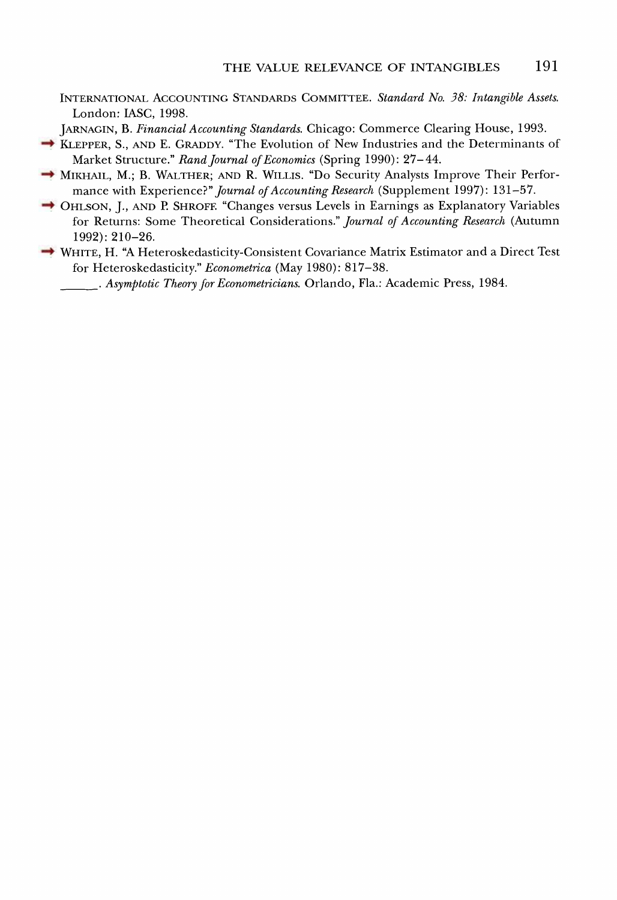INTERNATIONAL ACCOUNTING STANDARDS COMMITTEE. *Standard No. 38: Intangible Assets.* London: IASC, 1998.

JARNAGIN, B. *Financial Accounting Standards.* Chicago: Commerce Clearing House, 1993.

KLEPPER, S., AND E. GRADDY. "The Evolution of New Industries and the Determinants of Market Structure." *Rand Journal of Economics* (Spring 1990): 27–44.

MIKHAIL, M.; B. WALTHER; AND R. WILLIS. "Do Security Analysts Improve Their Performance with Experience?" *Journal of Accounting Research* (Supplement 1997): 131–57.

OHLSON, J., AND P. SHROFF. "Changes versus Levels in Earnings as Explanatory Variables for Returns: Some Theoretical Considerations." *Journal of Accounting Research* (Autumn 1992): 210–26.

WHITE, H. "A Heteroskedasticity-Consistent Covariance Matrix Estimator and a Direct Test for Heteroskedasticity." *Econometrica* (May 1980): 817–38.

______. *Asymptotic Theory for Econometricians.* Orlando, Fla.: Academic Press, 1984.